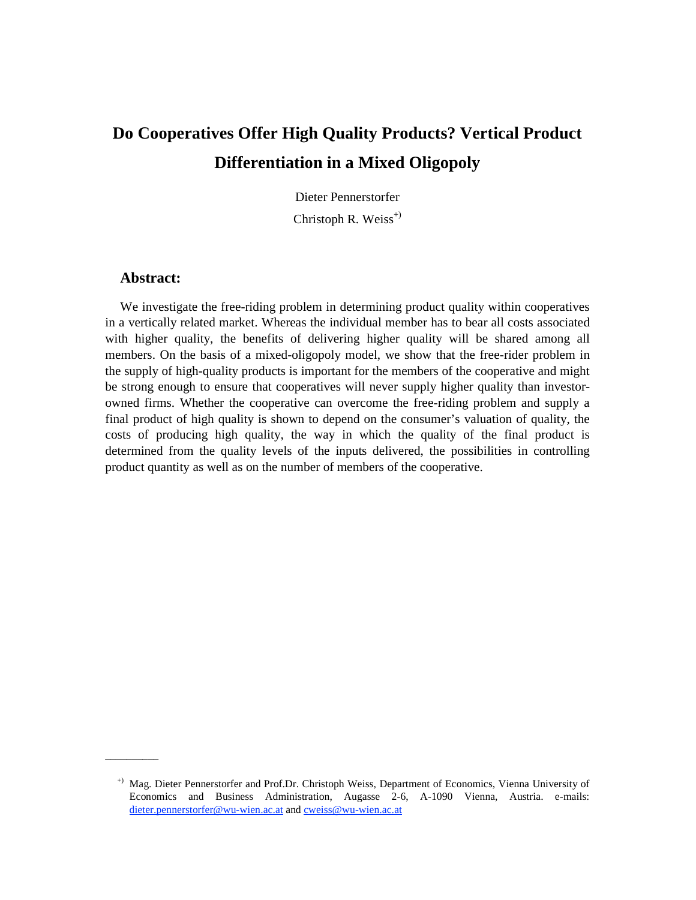# Do Cooperatives Offer High Quality Products? Vertical Product Differentiation in a Mixed Oligopoly

Dieter Pennerstorfer

Christoph R. Weiss[+)]

## Abstract:

We investigate the free-riding problem in determining product quality within cooperatives in a vertically related market. Whereas the individual member has to bear all costs associated with higher quality, the benefits of delivering higher quality will be shared among all members. On the basis of a mixed-oligopoly model, we show that the free-rider problem in the supply of high-quality products is important for the members of the cooperative and might be strong enough to ensure that cooperatives will never supply higher quality than investor-owned firms. Whether the cooperative can overcome the free-riding problem and supply a final product of high quality is shown to depend on the consumer's valuation of quality, the costs of producing high quality, the way in which the quality of the final product is determined from the quality levels of the inputs delivered, the possibilities in controlling product quantity as well as on the number of members of the cooperative.

---

[+)] Mag. Dieter Pennerstorfer and Prof.Dr. Christoph Weiss, Department of Economics, Vienna University of Economics and Business Administration, Augasse 2-6, A-1090 Vienna, Austria. e-mails: dieter.pennerstorfer@wu-wien.ac.at and cweiss@wu-wien.ac.at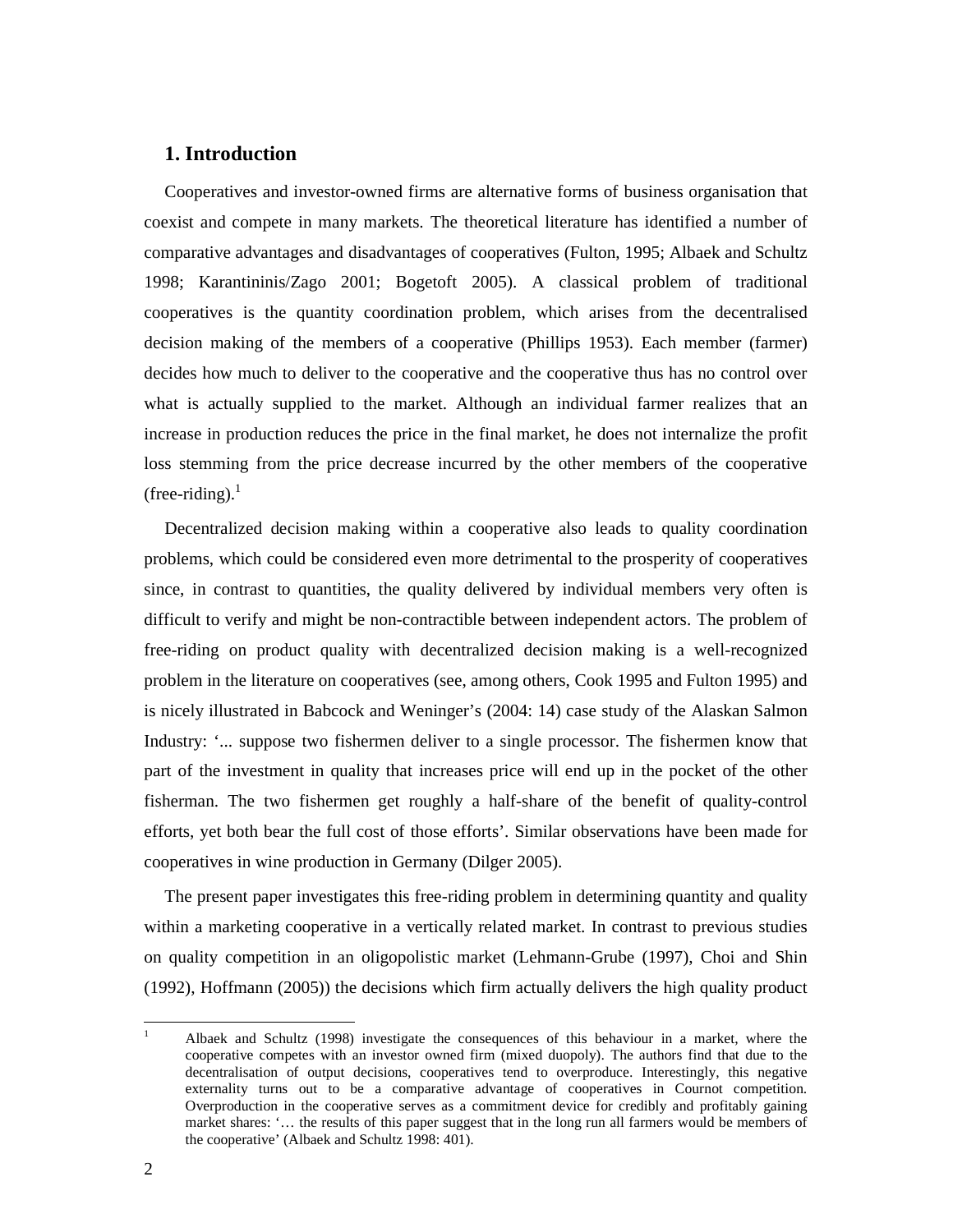## 1. Introduction

Cooperatives and investor-owned firms are alternative forms of business organisation that coexist and compete in many markets. The theoretical literature has identified a number of comparative advantages and disadvantages of cooperatives (Fulton, 1995; Albaek and Schultz 1998; Karantininis/Zago 2001; Bogetoft 2005). A classical problem of traditional cooperatives is the quantity coordination problem, which arises from the decentralised decision making of the members of a cooperative (Phillips 1953). Each member (farmer) decides how much to deliver to the cooperative and the cooperative thus has no control over what is actually supplied to the market. Although an individual farmer realizes that an increase in production reduces the price in the final market, he does not internalize the profit loss stemming from the price decrease incurred by the other members of the cooperative (free-riding).[1]

Decentralized decision making within a cooperative also leads to quality coordination problems, which could be considered even more detrimental to the prosperity of cooperatives since, in contrast to quantities, the quality delivered by individual members very often is difficult to verify and might be non-contractible between independent actors. The problem of free-riding on product quality with decentralized decision making is a well-recognized problem in the literature on cooperatives (see, among others, Cook 1995 and Fulton 1995) and is nicely illustrated in Babcock and Weninger's (2004: 14) case study of the Alaskan Salmon Industry: '... suppose two fishermen deliver to a single processor. The fishermen know that part of the investment in quality that increases price will end up in the pocket of the other fisherman. The two fishermen get roughly a half-share of the benefit of quality-control efforts, yet both bear the full cost of those efforts'. Similar observations have been made for cooperatives in wine production in Germany (Dilger 2005).

The present paper investigates this free-riding problem in determining quantity and quality within a marketing cooperative in a vertically related market. In contrast to previous studies on quality competition in an oligopolistic market (Lehmann-Grube (1997), Choi and Shin (1992), Hoffmann (2005)) the decisions which firm actually delivers the high quality product

[1] Albaek and Schultz (1998) investigate the consequences of this behaviour in a market, where the cooperative competes with an investor owned firm (mixed duopoly). The authors find that due to the decentralisation of output decisions, cooperatives tend to overproduce. Interestingly, this negative externality turns out to be a comparative advantage of cooperatives in Cournot competition. Overproduction in the cooperative serves as a commitment device for credibly and profitably gaining market shares: '… the results of this paper suggest that in the long run all farmers would be members of the cooperative' (Albaek and Schultz 1998: 401).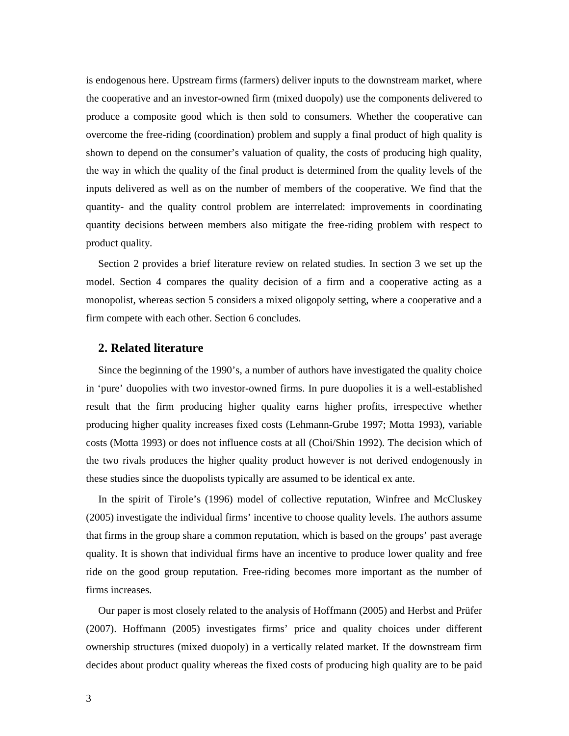is endogenous here. Upstream firms (farmers) deliver inputs to the downstream market, where the cooperative and an investor-owned firm (mixed duopoly) use the components delivered to produce a composite good which is then sold to consumers. Whether the cooperative can overcome the free-riding (coordination) problem and supply a final product of high quality is shown to depend on the consumer's valuation of quality, the costs of producing high quality, the way in which the quality of the final product is determined from the quality levels of the inputs delivered as well as on the number of members of the cooperative. We find that the quantity- and the quality control problem are interrelated: improvements in coordinating quantity decisions between members also mitigate the free-riding problem with respect to product quality.

Section 2 provides a brief literature review on related studies. In section 3 we set up the model. Section 4 compares the quality decision of a firm and a cooperative acting as a monopolist, whereas section 5 considers a mixed oligopoly setting, where a cooperative and a firm compete with each other. Section 6 concludes.

## 2. Related literature

Since the beginning of the 1990's, a number of authors have investigated the quality choice in 'pure' duopolies with two investor-owned firms. In pure duopolies it is a well-established result that the firm producing higher quality earns higher profits, irrespective whether producing higher quality increases fixed costs (Lehmann-Grube 1997; Motta 1993), variable costs (Motta 1993) or does not influence costs at all (Choi/Shin 1992). The decision which of the two rivals produces the higher quality product however is not derived endogenously in these studies since the duopolists typically are assumed to be identical ex ante.

In the spirit of Tirole's (1996) model of collective reputation, Winfree and McCluskey (2005) investigate the individual firms' incentive to choose quality levels. The authors assume that firms in the group share a common reputation, which is based on the groups' past average quality. It is shown that individual firms have an incentive to produce lower quality and free ride on the good group reputation. Free-riding becomes more important as the number of firms increases.

Our paper is most closely related to the analysis of Hoffmann (2005) and Herbst and Prüfer (2007). Hoffmann (2005) investigates firms' price and quality choices under different ownership structures (mixed duopoly) in a vertically related market. If the downstream firm decides about product quality whereas the fixed costs of producing high quality are to be paid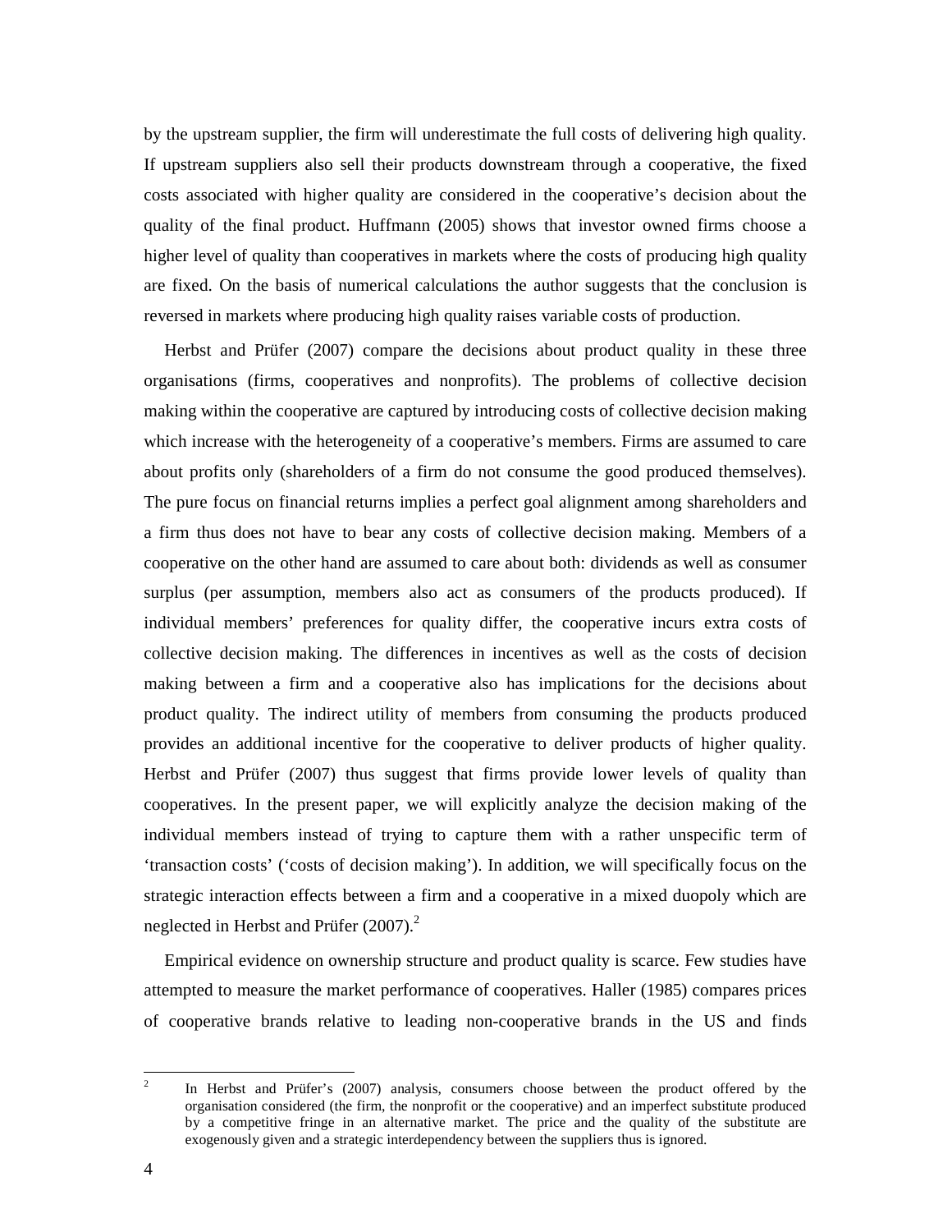by the upstream supplier, the firm will underestimate the full costs of delivering high quality. If upstream suppliers also sell their products downstream through a cooperative, the fixed costs associated with higher quality are considered in the cooperative's decision about the quality of the final product. Huffmann (2005) shows that investor owned firms choose a higher level of quality than cooperatives in markets where the costs of producing high quality are fixed. On the basis of numerical calculations the author suggests that the conclusion is reversed in markets where producing high quality raises variable costs of production.

Herbst and Prüfer (2007) compare the decisions about product quality in these three organisations (firms, cooperatives and nonprofits). The problems of collective decision making within the cooperative are captured by introducing costs of collective decision making which increase with the heterogeneity of a cooperative's members. Firms are assumed to care about profits only (shareholders of a firm do not consume the good produced themselves). The pure focus on financial returns implies a perfect goal alignment among shareholders and a firm thus does not have to bear any costs of collective decision making. Members of a cooperative on the other hand are assumed to care about both: dividends as well as consumer surplus (per assumption, members also act as consumers of the products produced). If individual members' preferences for quality differ, the cooperative incurs extra costs of collective decision making. The differences in incentives as well as the costs of decision making between a firm and a cooperative also has implications for the decisions about product quality. The indirect utility of members from consuming the products produced provides an additional incentive for the cooperative to deliver products of higher quality. Herbst and Prüfer (2007) thus suggest that firms provide lower levels of quality than cooperatives. In the present paper, we will explicitly analyze the decision making of the individual members instead of trying to capture them with a rather unspecific term of 'transaction costs' ('costs of decision making'). In addition, we will specifically focus on the strategic interaction effects between a firm and a cooperative in a mixed duopoly which are neglected in Herbst and Prüfer (2007).[2]

Empirical evidence on ownership structure and product quality is scarce. Few studies have attempted to measure the market performance of cooperatives. Haller (1985) compares prices of cooperative brands relative to leading non-cooperative brands in the US and finds

[2] In Herbst and Prüfer's (2007) analysis, consumers choose between the product offered by the organisation considered (the firm, the nonprofit or the cooperative) and an imperfect substitute produced by a competitive fringe in an alternative market. The price and the quality of the substitute are exogenously given and a strategic interdependency between the suppliers thus is ignored.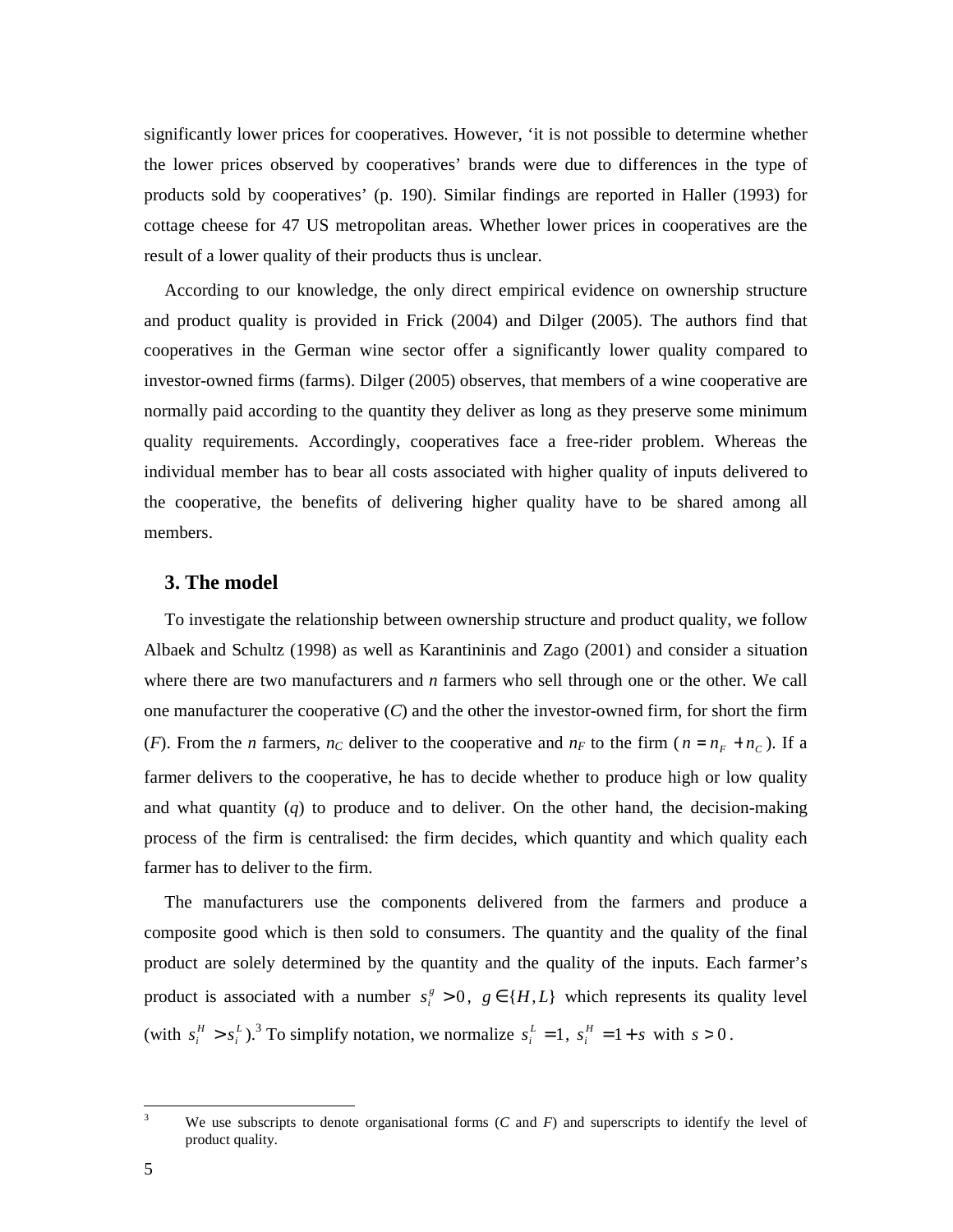significantly lower prices for cooperatives. However, 'it is not possible to determine whether the lower prices observed by cooperatives' brands were due to differences in the type of products sold by cooperatives' (p. 190). Similar findings are reported in Haller (1993) for cottage cheese for 47 US metropolitan areas. Whether lower prices in cooperatives are the result of a lower quality of their products thus is unclear.

According to our knowledge, the only direct empirical evidence on ownership structure and product quality is provided in Frick (2004) and Dilger (2005). The authors find that cooperatives in the German wine sector offer a significantly lower quality compared to investor-owned firms (farms). Dilger (2005) observes, that members of a wine cooperative are normally paid according to the quantity they deliver as long as they preserve some minimum quality requirements. Accordingly, cooperatives face a free-rider problem. Whereas the individual member has to bear all costs associated with higher quality of inputs delivered to the cooperative, the benefits of delivering higher quality have to be shared among all members.

## 3. The model

To investigate the relationship between ownership structure and product quality, we follow Albaek and Schultz (1998) as well as Karantininis and Zago (2001) and consider a situation where there are two manufacturers and *n* farmers who sell through one or the other. We call one manufacturer the cooperative (*C*) and the other the investor-owned firm, for short the firm (*F*). From the *n* farmers, $n_C$ deliver to the cooperative and $n_F$ to the firm ($n = n_F + n_C$). If a farmer delivers to the cooperative, he has to decide whether to produce high or low quality and what quantity ($q$) to produce and to deliver. On the other hand, the decision-making process of the firm is centralised: the firm decides, which quantity and which quality each farmer has to deliver to the firm.

The manufacturers use the components delivered from the farmers and produce a composite good which is then sold to consumers. The quantity and the quality of the final product are solely determined by the quantity and the quality of the inputs. Each farmer's product is associated with a number $s_i^g > 0$, $g \in \{H, L\}$ which represents its quality level (with $s_i^H > s_i^L$).[3] To simplify notation, we normalize $s_i^L = 1$, $s_i^H = 1 + s$ with $s > 0$.

[3] We use subscripts to denote organisational forms (*C* and *F*) and superscripts to identify the level of product quality.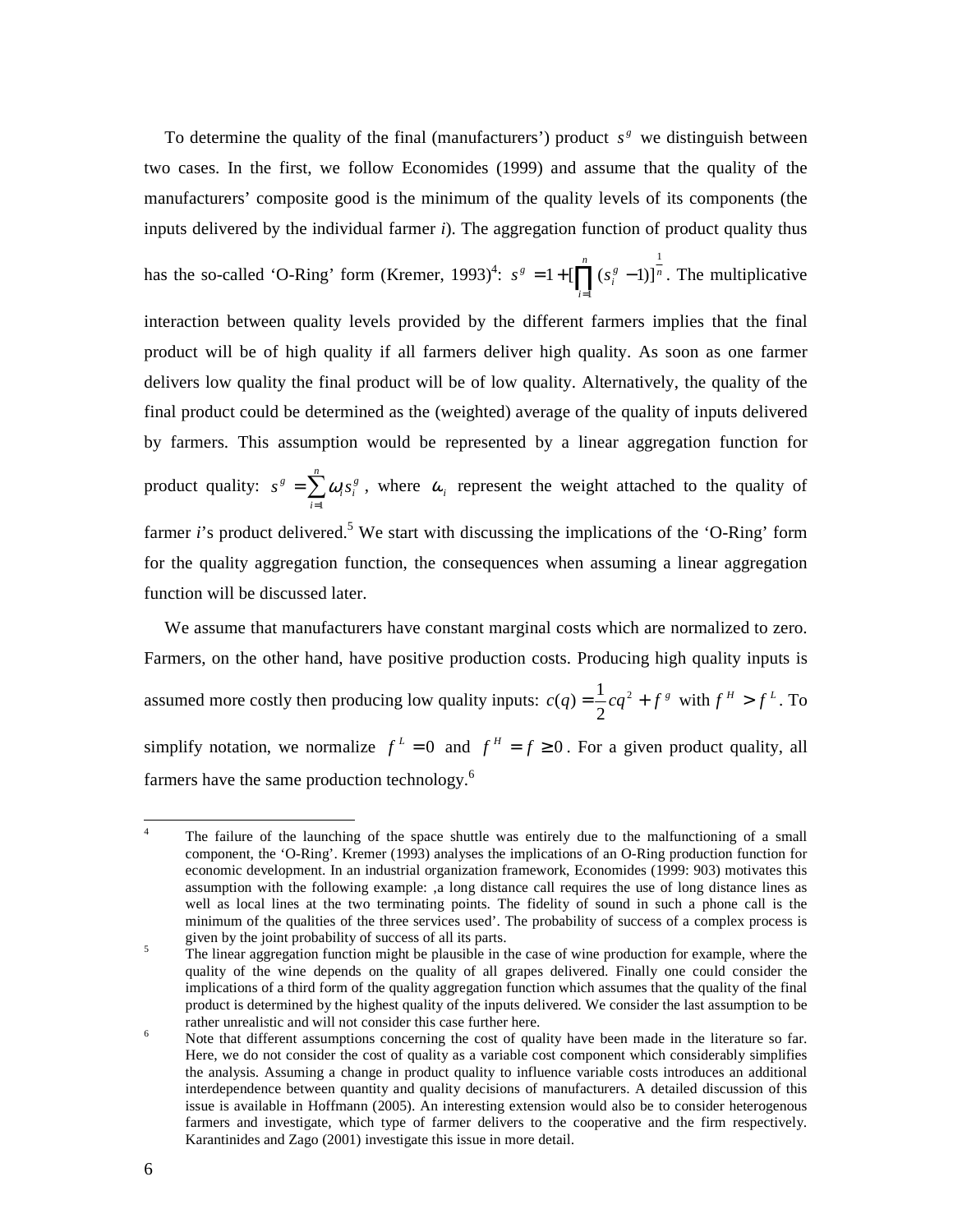To determine the quality of the final (manufacturers') product $s^g$ we distinguish between two cases. In the first, we follow Economides (1999) and assume that the quality of the manufacturers' composite good is the minimum of the quality levels of its components (the inputs delivered by the individual farmer *i*). The aggregation function of product quality thus has the so-called 'O-Ring' form (Kremer, 1993)[4]: $s^g = 1 + [\prod_{i=1}^{n} (s_i^g - 1)]^{\frac{1}{n}}$. The multiplicative interaction between quality levels provided by the different farmers implies that the final product will be of high quality if all farmers deliver high quality. As soon as one farmer delivers low quality the final product will be of low quality. Alternatively, the quality of the final product could be determined as the (weighted) average of the quality of inputs delivered by farmers. This assumption would be represented by a linear aggregation function for product quality: $s^g = \sum_{i=1}^{n} \omega_i s_i^g$, where $\omega_i$ represent the weight attached to the quality of farmer *i*'s product delivered.[5] We start with discussing the implications of the 'O-Ring' form for the quality aggregation function, the consequences when assuming a linear aggregation function will be discussed later.

We assume that manufacturers have constant marginal costs which are normalized to zero. Farmers, on the other hand, have positive production costs. Producing high quality inputs is assumed more costly then producing low quality inputs: $c(q) = \frac{1}{2}cq^2 + f^g$ with $f^H > f^L$. To simplify notation, we normalize $f^L = 0$ and $f^H = f \geq 0$. For a given product quality, all farmers have the same production technology.[6]

---

[4] The failure of the launching of the space shuttle was entirely due to the malfunctioning of a small component, the 'O-Ring'. Kremer (1993) analyses the implications of an O-Ring production function for economic development. In an industrial organization framework, Economides (1999: 903) motivates this assumption with the following example: ‚a long distance call requires the use of long distance lines as well as local lines at the two terminating points. The fidelity of sound in such a phone call is the minimum of the qualities of the three services used'. The probability of success of a complex process is given by the joint probability of success of all its parts.

[5] The linear aggregation function might be plausible in the case of wine production for example, where the quality of the wine depends on the quality of all grapes delivered. Finally one could consider the implications of a third form of the quality aggregation function which assumes that the quality of the final product is determined by the highest quality of the inputs delivered. We consider the last assumption to be rather unrealistic and will not consider this case further here.

[6] Note that different assumptions concerning the cost of quality have been made in the literature so far. Here, we do not consider the cost of quality as a variable cost component which considerably simplifies the analysis. Assuming a change in product quality to influence variable costs introduces an additional interdependence between quantity and quality decisions of manufacturers. A detailed discussion of this issue is available in Hoffmann (2005). An interesting extension would also be to consider heterogenous farmers and investigate, which type of farmer delivers to the cooperative and the firm respectively. Karantinides and Zago (2001) investigate this issue in more detail.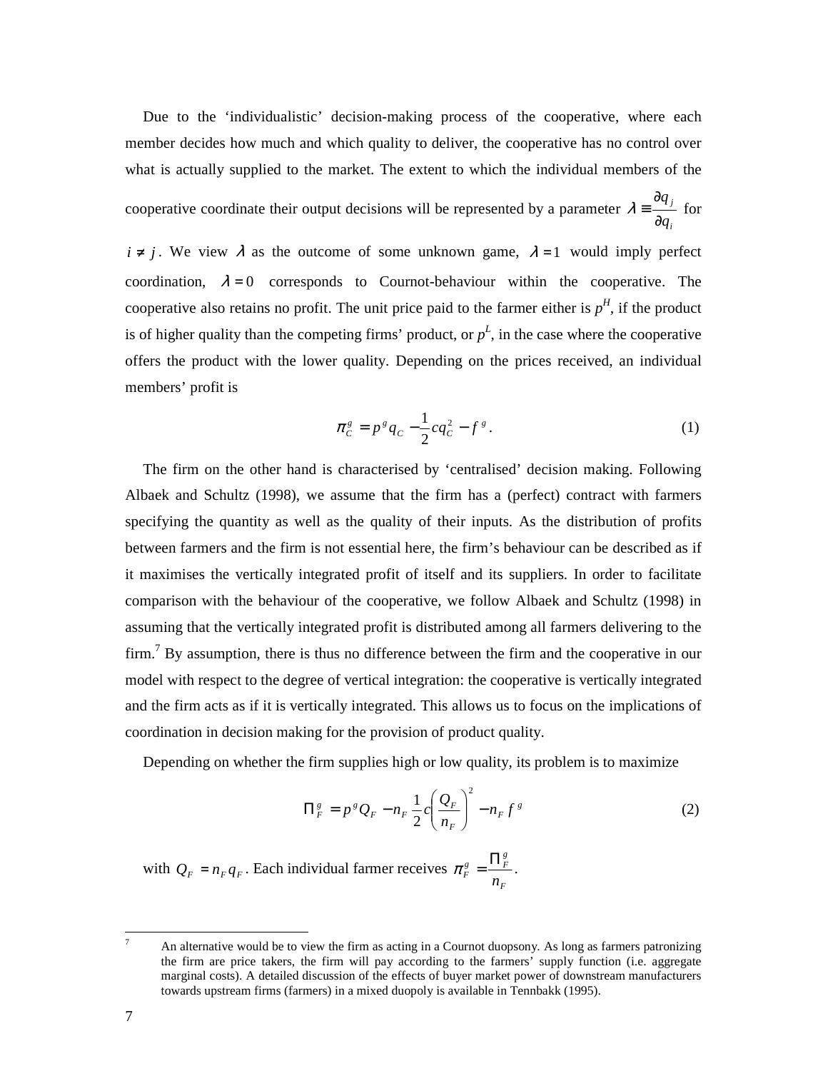Due to the 'individualistic' decision-making process of the cooperative, where each member decides how much and which quality to deliver, the cooperative has no control over what is actually supplied to the market. The extent to which the individual members of the cooperative coordinate their output decisions will be represented by a parameter $\lambda \equiv \frac{\partial q_j}{\partial q_i}$ for $i \neq j$. We view $\lambda$ as the outcome of some unknown game, $\lambda = 1$ would imply perfect coordination, $\lambda = 0$ corresponds to Cournot-behaviour within the cooperative. The cooperative also retains no profit. The unit price paid to the farmer either is $p^H$, if the product is of higher quality than the competing firms' product, or $p^L$, in the case where the cooperative offers the product with the lower quality. Depending on the prices received, an individual members' profit is

$$\pi_C^g = p^g q_C - \frac{1}{2} c q_C^2 - f^g. \tag{1}$$

The firm on the other hand is characterised by 'centralised' decision making. Following Albaek and Schultz (1998), we assume that the firm has a (perfect) contract with farmers specifying the quantity as well as the quality of their inputs. As the distribution of profits between farmers and the firm is not essential here, the firm's behaviour can be described as if it maximises the vertically integrated profit of itself and its suppliers. In order to facilitate comparison with the behaviour of the cooperative, we follow Albaek and Schultz (1998) in assuming that the vertically integrated profit is distributed among all farmers delivering to the firm.[7] By assumption, there is thus no difference between the firm and the cooperative in our model with respect to the degree of vertical integration: the cooperative is vertically integrated and the firm acts as if it is vertically integrated. This allows us to focus on the implications of coordination in decision making for the provision of product quality.

Depending on whether the firm supplies high or low quality, its problem is to maximize

$$\Pi_F^g = p^g Q_F - n_F \frac{1}{2} c \left( \frac{Q_F}{n_F} \right)^2 - n_F f^g \tag{2}$$

with $Q_F = n_F q_F$. Each individual farmer receives $\pi_F^g = \frac{\Pi_F^g}{n_F}$.

[7] An alternative would be to view the firm as acting in a Cournot duopsony. As long as farmers patronizing the firm are price takers, the firm will pay according to the farmers' supply function (i.e. aggregate marginal costs). A detailed discussion of the effects of buyer market power of downstream manufacturers towards upstream firms (farmers) in a mixed duopoly is available in Tennbakk (1995).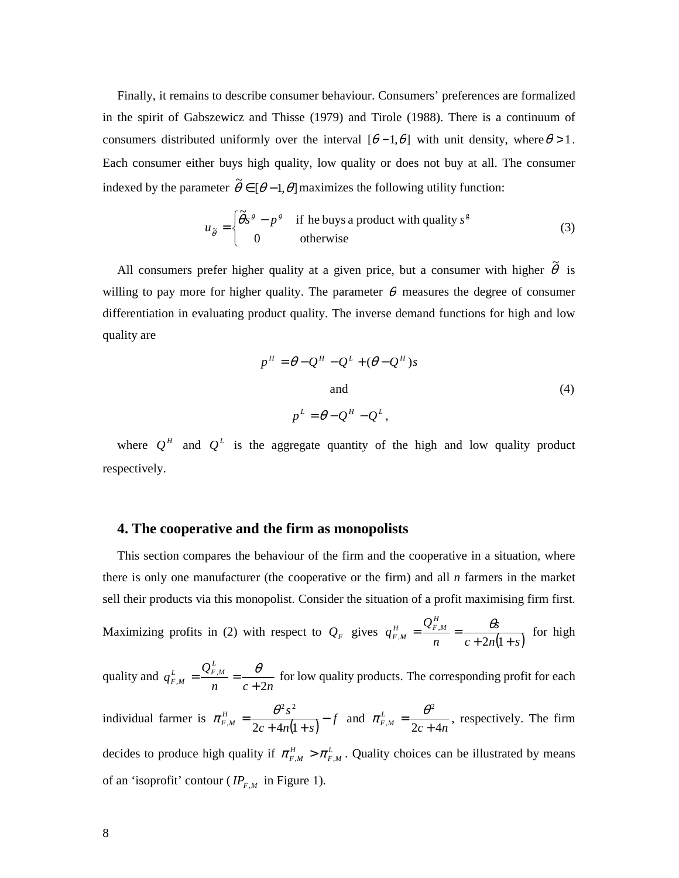Finally, it remains to describe consumer behaviour. Consumers' preferences are formalized in the spirit of Gabszewicz and Thisse (1979) and Tirole (1988). There is a continuum of consumers distributed uniformly over the interval $[\theta - 1, \theta]$ with unit density, where $\theta > 1$. Each consumer either buys high quality, low quality or does not buy at all. The consumer indexed by the parameter $\tilde{\theta} \in [\theta - 1, \theta]$ maximizes the following utility function:

$$u_{\tilde{\theta}} = \begin{cases} \tilde{\theta} s^g - p^g & \text{if he buys a product with quality } s^g \\ 0 & \text{otherwise} \end{cases} \tag{3}$$

All consumers prefer higher quality at a given price, but a consumer with higher $\tilde{\theta}$ is willing to pay more for higher quality. The parameter $\theta$ measures the degree of consumer differentiation in evaluating product quality. The inverse demand functions for high and low quality are

$$p^H = \theta - Q^H - Q^L + (\theta - Q^H)s$$

$$\text{and} \tag{4}$$

$$p^L = \theta - Q^H - Q^L,$$

where $Q^H$ and $Q^L$ is the aggregate quantity of the high and low quality product respectively.

## 4. The cooperative and the firm as monopolists

This section compares the behaviour of the firm and the cooperative in a situation, where there is only one manufacturer (the cooperative or the firm) and all *n* farmers in the market sell their products via this monopolist. Consider the situation of a profit maximising firm first. Maximizing profits in (2) with respect to $Q_F$ gives $q_{F,M}^H = \frac{Q_{F,M}^H}{n} = \frac{\theta s}{c + 2n(1+s)}$ for high quality and $q_{F,M}^L = \frac{Q_{F,M}^L}{n} = \frac{\theta}{c + 2n}$ for low quality products. The corresponding profit for each individual farmer is $\pi_{F,M}^H = \frac{\theta^2 s^2}{2c + 4n(1+s)} - f$ and $\pi_{F,M}^L = \frac{\theta^2}{2c + 4n}$, respectively. The firm decides to produce high quality if $\pi_{F,M}^H > \pi_{F,M}^L$. Quality choices can be illustrated by means of an 'isoprofit' contour ($IP_{F,M}$ in Figure 1).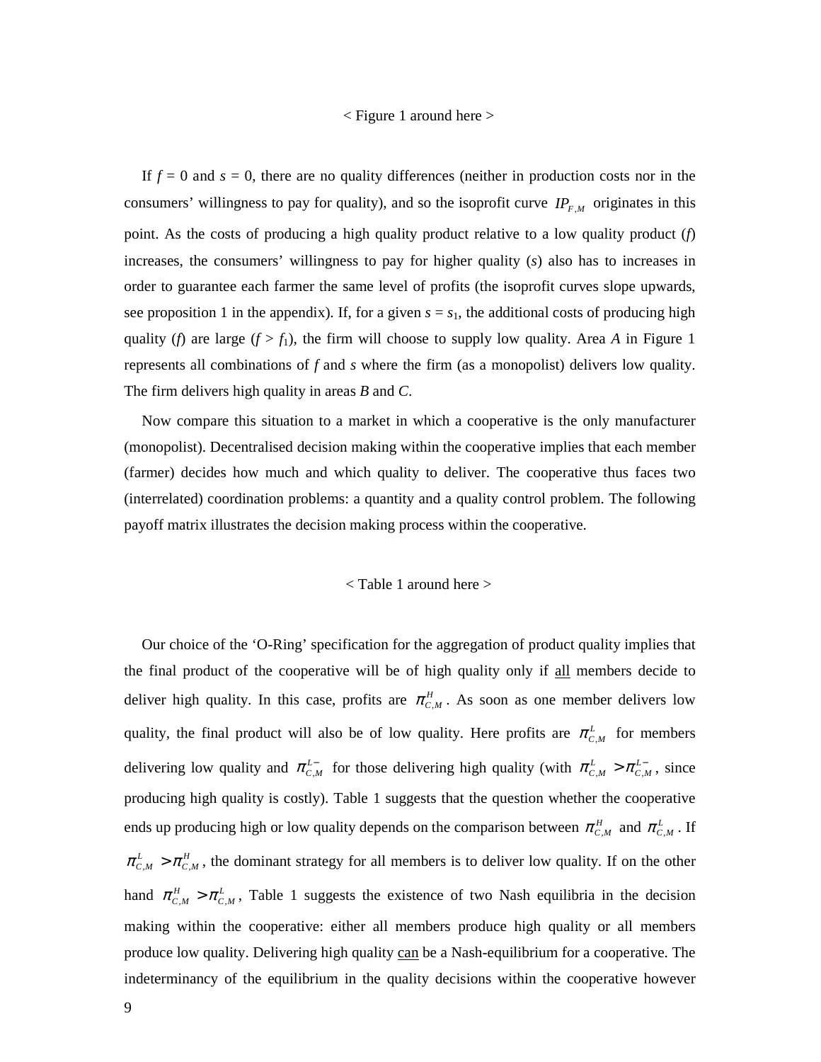< Figure 1 around here >

If $f = 0$ and $s = 0$, there are no quality differences (neither in production costs nor in the consumers' willingness to pay for quality), and so the isoprofit curve $IP_{F,M}$ originates in this point. As the costs of producing a high quality product relative to a low quality product ($f$) increases, the consumers' willingness to pay for higher quality ($s$) also has to increases in order to guarantee each farmer the same level of profits (the isoprofit curves slope upwards, see proposition 1 in the appendix). If, for a given $s = s_1$, the additional costs of producing high quality ($f$) are large ($f > f_1$), the firm will choose to supply low quality. Area *A* in Figure 1 represents all combinations of *f* and *s* where the firm (as a monopolist) delivers low quality. The firm delivers high quality in areas *B* and *C*.

Now compare this situation to a market in which a cooperative is the only manufacturer (monopolist). Decentralised decision making within the cooperative implies that each member (farmer) decides how much and which quality to deliver. The cooperative thus faces two (interrelated) coordination problems: a quantity and a quality control problem. The following payoff matrix illustrates the decision making process within the cooperative.

< Table 1 around here >

Our choice of the 'O-Ring' specification for the aggregation of product quality implies that the final product of the cooperative will be of high quality only if <u>all</u> members decide to deliver high quality. In this case, profits are $\pi_{C,M}^{H}$. As soon as one member delivers low quality, the final product will also be of low quality. Here profits are $\pi_{C,M}^{L}$ for members delivering low quality and $\pi_{C,M}^{L-}$ for those delivering high quality (with $\pi_{C,M}^{L} > \pi_{C,M}^{L-}$, since producing high quality is costly). Table 1 suggests that the question whether the cooperative ends up producing high or low quality depends on the comparison between $\pi_{C,M}^{H}$ and $\pi_{C,M}^{L}$. If $\pi_{C,M}^{L} > \pi_{C,M}^{H}$, the dominant strategy for all members is to deliver low quality. If on the other hand $\pi_{C,M}^{H} > \pi_{C,M}^{L}$, Table 1 suggests the existence of two Nash equilibria in the decision making within the cooperative: either all members produce high quality or all members produce low quality. Delivering high quality <u>can</u> be a Nash-equilibrium for a cooperative. The indeterminancy of the equilibrium in the quality decisions within the cooperative however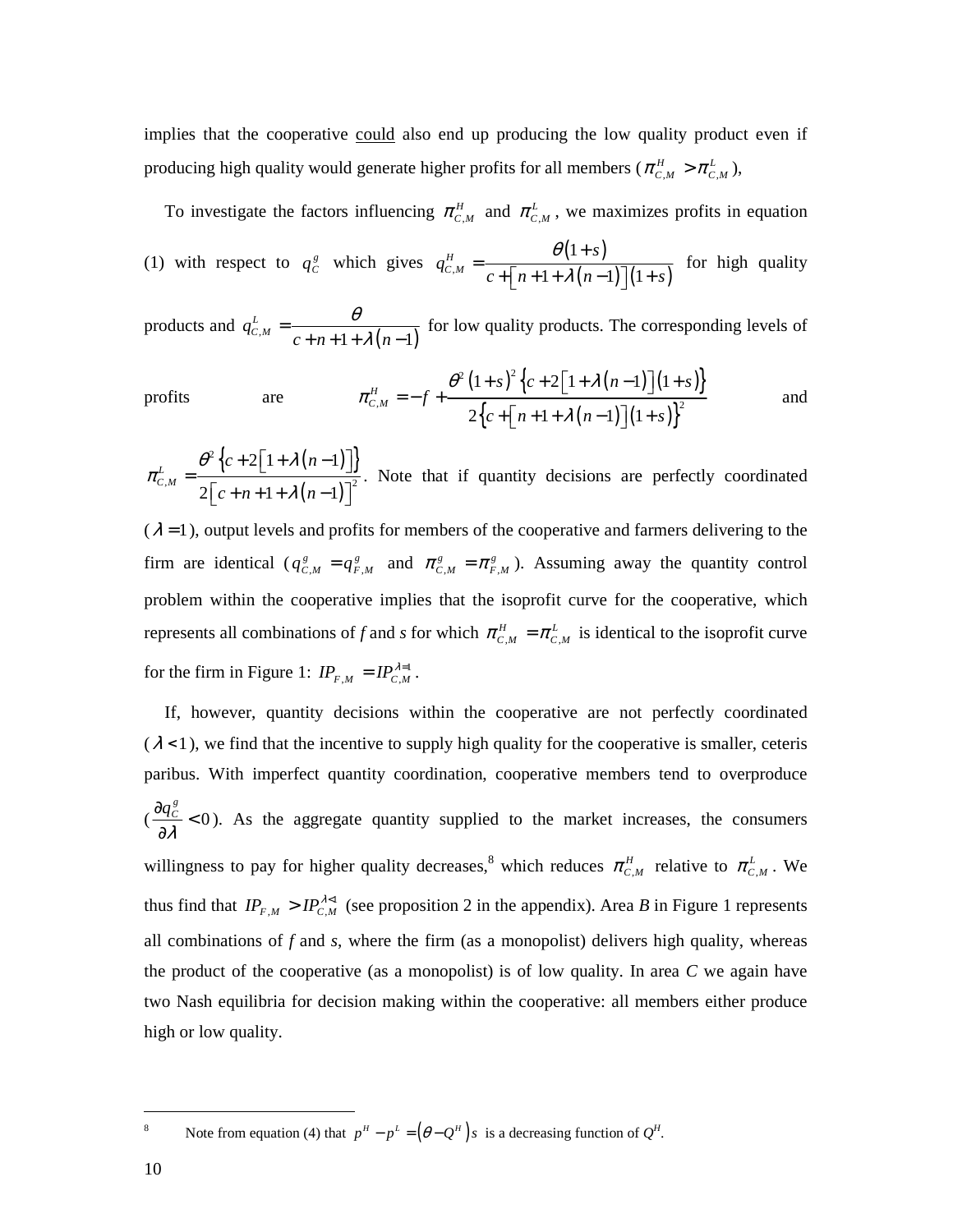implies that the cooperative <u>could</u> also end up producing the low quality product even if producing high quality would generate higher profits for all members ($\pi^H_{C,M} > \pi^L_{C,M}$),

To investigate the factors influencing $\pi^H_{C,M}$ and $\pi^L_{C,M}$, we maximizes profits in equation (1) with respect to $q^g_C$ which gives $q^H_{C,M} = \dfrac{\theta(1+s)}{c+\left[n+1+\lambda(n-1)\right](1+s)}$ for high quality products and $q^L_{C,M} = \dfrac{\theta}{c+n+1+\lambda(n-1)}$ for low quality products. The corresponding levels of profits are $\pi^H_{C,M} = -f + \dfrac{\theta^2(1+s)^2\left\{c+2\left[1+\lambda(n-1)\right](1+s)\right\}}{2\left\{c+\left[n+1+\lambda(n-1)\right](1+s)\right\}^2}$ and $\pi^L_{C,M} = \dfrac{\theta^2\left\{c+2\left[1+\lambda(n-1)\right]\right\}}{2\left[c+n+1+\lambda(n-1)\right]^2}$. Note that if quantity decisions are perfectly coordinated ($\lambda = 1$), output levels and profits for members of the cooperative and farmers delivering to the firm are identical ($q^g_{C,M} = q^g_{F,M}$ and $\pi^g_{C,M} = \pi^g_{F,M}$). Assuming away the quantity control problem within the cooperative implies that the isoprofit curve for the cooperative, which represents all combinations of *f* and *s* for which $\pi^H_{C,M} = \pi^L_{C,M}$ is identical to the isoprofit curve for the firm in Figure 1: $IP_{F,M} = IP^{\lambda=1}_{C,M}$.

If, however, quantity decisions within the cooperative are not perfectly coordinated ($\lambda < 1$), we find that the incentive to supply high quality for the cooperative is smaller, ceteris paribus. With imperfect quantity coordination, cooperative members tend to overproduce ($\dfrac{\partial q^g_C}{\partial \lambda} < 0$). As the aggregate quantity supplied to the market increases, the consumers willingness to pay for higher quality decreases,[8] which reduces $\pi^H_{C,M}$ relative to $\pi^L_{C,M}$. We thus find that $IP_{F,M} > IP^{\lambda<1}_{C,M}$ (see proposition 2 in the appendix). Area *B* in Figure 1 represents all combinations of *f* and *s*, where the firm (as a monopolist) delivers high quality, whereas the product of the cooperative (as a monopolist) is of low quality. In area *C* we again have two Nash equilibria for decision making within the cooperative: all members either produce high or low quality.

---

[8] Note from equation (4) that $p^H - p^L = \left(\theta - Q^H\right)s$ is a decreasing function of $Q^H$.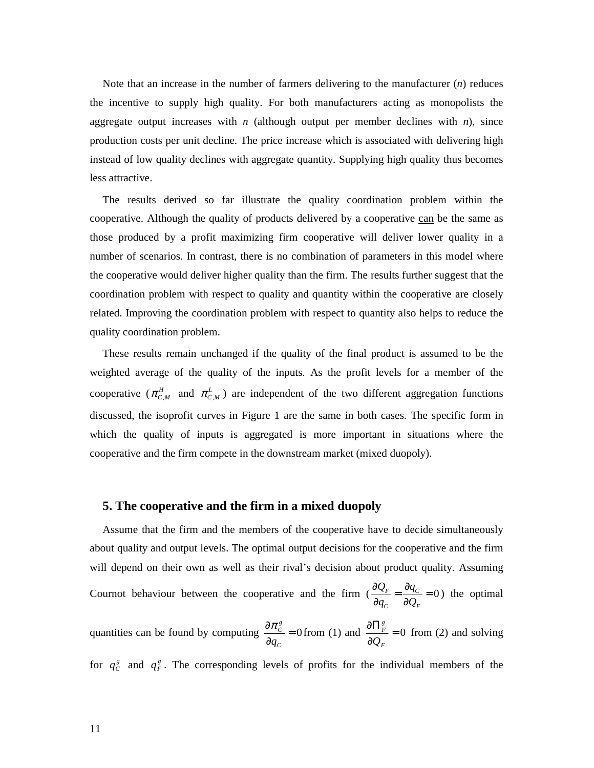Note that an increase in the number of farmers delivering to the manufacturer (*n*) reduces the incentive to supply high quality. For both manufacturers acting as monopolists the aggregate output increases with *n* (although output per member declines with *n*), since production costs per unit decline. The price increase which is associated with delivering high instead of low quality declines with aggregate quantity. Supplying high quality thus becomes less attractive.

The results derived so far illustrate the quality coordination problem within the cooperative. Although the quality of products delivered by a cooperative can be the same as those produced by a profit maximizing firm cooperative will deliver lower quality in a number of scenarios. In contrast, there is no combination of parameters in this model where the cooperative would deliver higher quality than the firm. The results further suggest that the coordination problem with respect to quality and quantity within the cooperative are closely related. Improving the coordination problem with respect to quantity also helps to reduce the quality coordination problem.

These results remain unchanged if the quality of the final product is assumed to be the weighted average of the quality of the inputs. As the profit levels for a member of the cooperative ($\pi^H_{C,M}$ and $\pi^L_{C,M}$) are independent of the two different aggregation functions discussed, the isoprofit curves in Figure 1 are the same in both cases. The specific form in which the quality of inputs is aggregated is more important in situations where the cooperative and the firm compete in the downstream market (mixed duopoly).

## 5. The cooperative and the firm in a mixed duopoly

Assume that the firm and the members of the cooperative have to decide simultaneously about quality and output levels. The optimal output decisions for the cooperative and the firm will depend on their own as well as their rival's decision about product quality. Assuming Cournot behaviour between the cooperative and the firm ($\frac{\partial Q_F}{\partial q_C} = \frac{\partial q_C}{\partial Q_F} = 0$) the optimal quantities can be found by computing $\frac{\partial \pi^g_C}{\partial q_C} = 0$ from (1) and $\frac{\partial \Pi^g_F}{\partial Q_F} = 0$ from (2) and solving for $q^g_C$ and $q^g_F$. The corresponding levels of profits for the individual members of the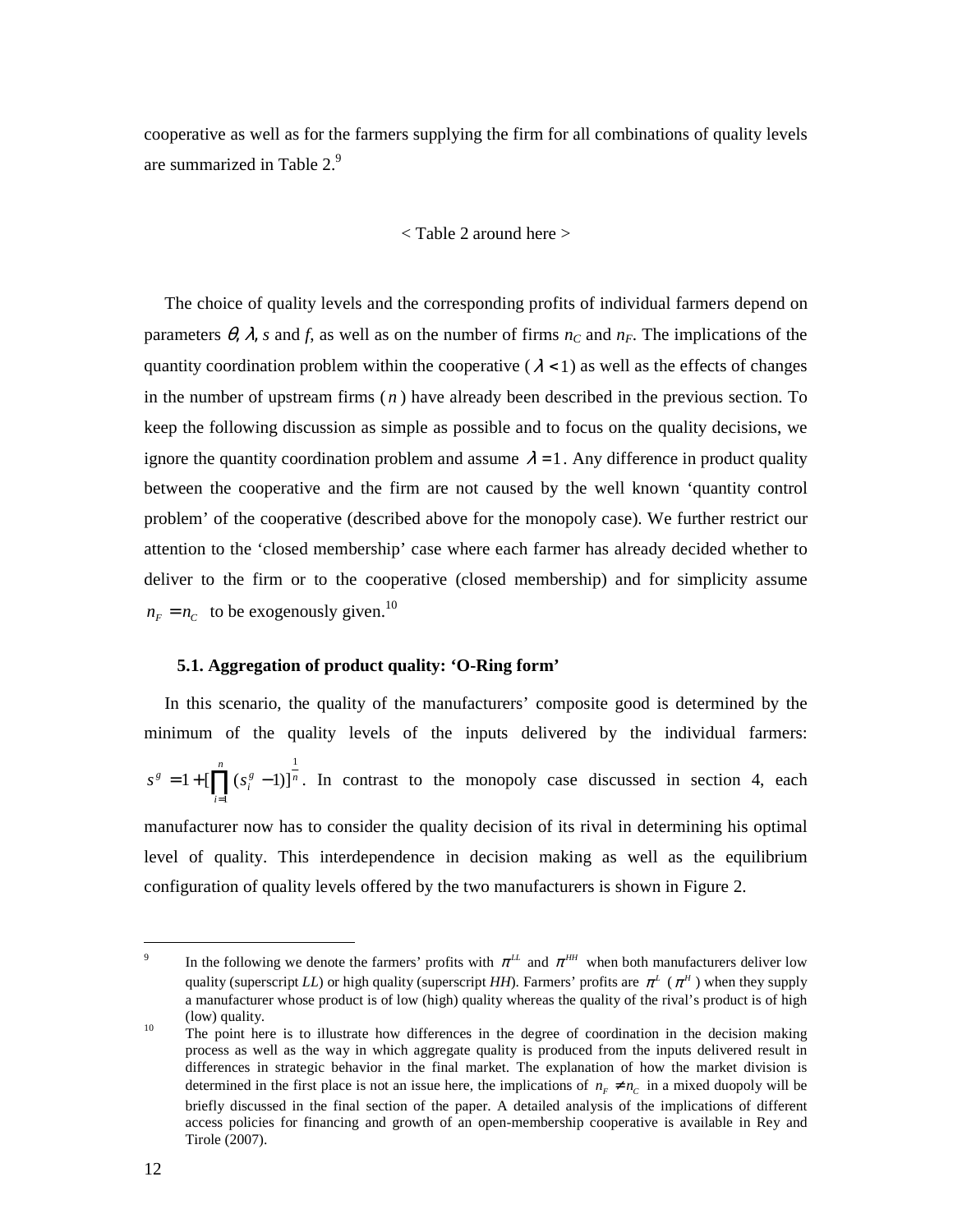cooperative as well as for the farmers supplying the firm for all combinations of quality levels are summarized in Table 2.[9]

< Table 2 around here >

The choice of quality levels and the corresponding profits of individual farmers depend on parameters $\theta$, $\lambda$, $s$ and $f$, as well as on the number of firms $n_C$ and $n_F$. The implications of the quantity coordination problem within the cooperative ($\lambda < 1$) as well as the effects of changes in the number of upstream firms ($n$) have already been described in the previous section. To keep the following discussion as simple as possible and to focus on the quality decisions, we ignore the quantity coordination problem and assume $\lambda = 1$. Any difference in product quality between the cooperative and the firm are not caused by the well known 'quantity control problem' of the cooperative (described above for the monopoly case). We further restrict our attention to the 'closed membership' case where each farmer has already decided whether to deliver to the firm or to the cooperative (closed membership) and for simplicity assume $n_F = n_C$ to be exogenously given.[10]

### 5.1. Aggregation of product quality: 'O-Ring form'

In this scenario, the quality of the manufacturers' composite good is determined by the minimum of the quality levels of the inputs delivered by the individual farmers: $s^g = 1 + [\prod_{i=1}^{n} (s_i^g - 1)]^{\frac{1}{n}}$. In contrast to the monopoly case discussed in section 4, each manufacturer now has to consider the quality decision of its rival in determining his optimal level of quality. This interdependence in decision making as well as the equilibrium configuration of quality levels offered by the two manufacturers is shown in Figure 2.

---

[9] In the following we denote the farmers' profits with $\pi^{LL}$ and $\pi^{HH}$ when both manufacturers deliver low quality (superscript *LL*) or high quality (superscript *HH*). Farmers' profits are $\pi^{L}$ ($\pi^{H}$) when they supply a manufacturer whose product is of low (high) quality whereas the quality of the rival's product is of high (low) quality.

[10] The point here is to illustrate how differences in the degree of coordination in the decision making process as well as the way in which aggregate quality is produced from the inputs delivered result in differences in strategic behavior in the final market. The explanation of how the market division is determined in the first place is not an issue here, the implications of $n_F \neq n_C$ in a mixed duopoly will be briefly discussed in the final section of the paper. A detailed analysis of the implications of different access policies for financing and growth of an open-membership cooperative is available in Rey and Tirole (2007).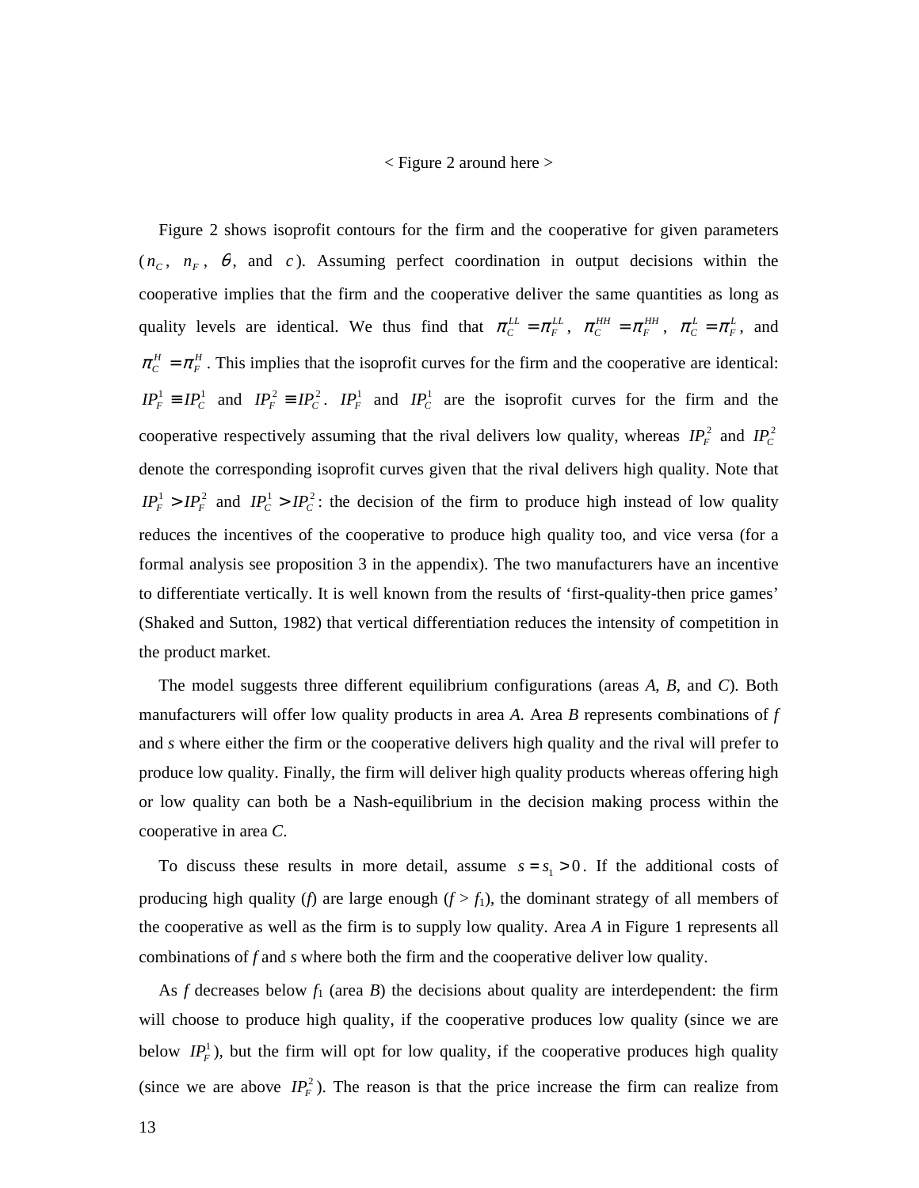< Figure 2 around here >

Figure 2 shows isoprofit contours for the firm and the cooperative for given parameters ($n_C$, $n_F$, $\theta$, and $c$). Assuming perfect coordination in output decisions within the cooperative implies that the firm and the cooperative deliver the same quantities as long as quality levels are identical. We thus find that $\pi_C^{LL} = \pi_F^{LL}$, $\pi_C^{HH} = \pi_F^{HH}$, $\pi_C^{L} = \pi_F^{L}$, and $\pi_C^{H} = \pi_F^{H}$. This implies that the isoprofit curves for the firm and the cooperative are identical: $IP_F^1 \equiv IP_C^1$ and $IP_F^2 \equiv IP_C^2$. $IP_F^1$ and $IP_C^1$ are the isoprofit curves for the firm and the cooperative respectively assuming that the rival delivers low quality, whereas $IP_F^2$ and $IP_C^2$ denote the corresponding isoprofit curves given that the rival delivers high quality. Note that $IP_F^1 > IP_F^2$ and $IP_C^1 > IP_C^2$: the decision of the firm to produce high instead of low quality reduces the incentives of the cooperative to produce high quality too, and vice versa (for a formal analysis see proposition 3 in the appendix). The two manufacturers have an incentive to differentiate vertically. It is well known from the results of 'first-quality-then price games' (Shaked and Sutton, 1982) that vertical differentiation reduces the intensity of competition in the product market.

The model suggests three different equilibrium configurations (areas *A*, *B*, and *C*). Both manufacturers will offer low quality products in area *A*. Area *B* represents combinations of *f* and *s* where either the firm or the cooperative delivers high quality and the rival will prefer to produce low quality. Finally, the firm will deliver high quality products whereas offering high or low quality can both be a Nash-equilibrium in the decision making process within the cooperative in area *C*.

To discuss these results in more detail, assume $s = s_1 > 0$. If the additional costs of producing high quality ($f$) are large enough ($f > f_1$), the dominant strategy of all members of the cooperative as well as the firm is to supply low quality. Area *A* in Figure 1 represents all combinations of *f* and *s* where both the firm and the cooperative deliver low quality.

As *f* decreases below $f_1$ (area *B*) the decisions about quality are interdependent: the firm will choose to produce high quality, if the cooperative produces low quality (since we are below $IP_F^1$), but the firm will opt for low quality, if the cooperative produces high quality (since we are above $IP_F^2$). The reason is that the price increase the firm can realize from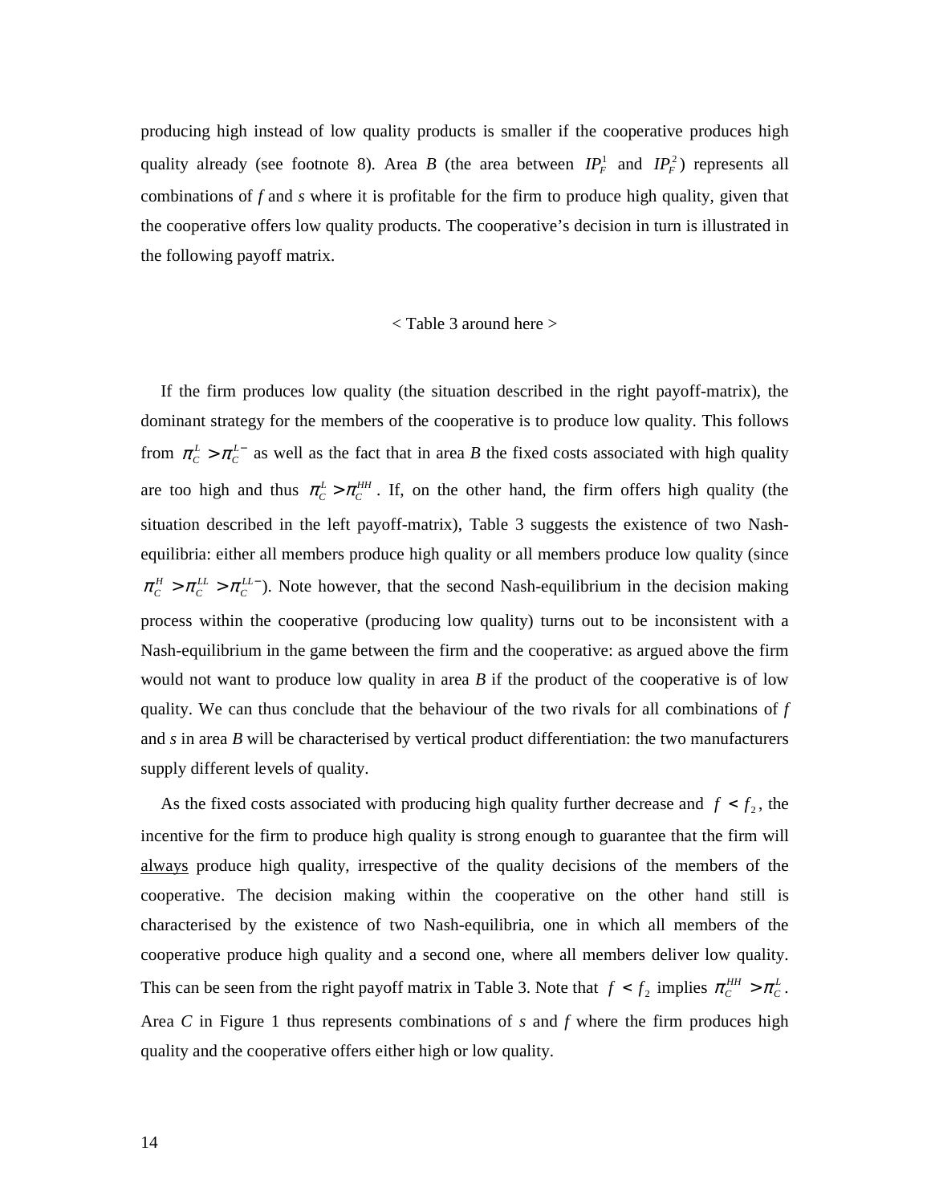producing high instead of low quality products is smaller if the cooperative produces high quality already (see footnote 8). Area *B* (the area between $IP_F^1$ and $IP_F^2$) represents all combinations of *f* and *s* where it is profitable for the firm to produce high quality, given that the cooperative offers low quality products. The cooperative's decision in turn is illustrated in the following payoff matrix.

< Table 3 around here >

If the firm produces low quality (the situation described in the right payoff-matrix), the dominant strategy for the members of the cooperative is to produce low quality. This follows from $\pi_C^L > \pi_C^{L-}$ as well as the fact that in area *B* the fixed costs associated with high quality are too high and thus $\pi_C^L > \pi_C^{HH}$. If, on the other hand, the firm offers high quality (the situation described in the left payoff-matrix), Table 3 suggests the existence of two Nash-equilibria: either all members produce high quality or all members produce low quality (since $\pi_C^H > \pi_C^{LL} > \pi_C^{LL-}$). Note however, that the second Nash-equilibrium in the decision making process within the cooperative (producing low quality) turns out to be inconsistent with a Nash-equilibrium in the game between the firm and the cooperative: as argued above the firm would not want to produce low quality in area *B* if the product of the cooperative is of low quality. We can thus conclude that the behaviour of the two rivals for all combinations of *f* and *s* in area *B* will be characterised by vertical product differentiation: the two manufacturers supply different levels of quality.

As the fixed costs associated with producing high quality further decrease and $f < f_2$, the incentive for the firm to produce high quality is strong enough to guarantee that the firm will <u>always</u> produce high quality, irrespective of the quality decisions of the members of the cooperative. The decision making within the cooperative on the other hand still is characterised by the existence of two Nash-equilibria, one in which all members of the cooperative produce high quality and a second one, where all members deliver low quality. This can be seen from the right payoff matrix in Table 3. Note that $f < f_2$ implies $\pi_C^{HH} > \pi_C^L$. Area *C* in Figure 1 thus represents combinations of *s* and *f* where the firm produces high quality and the cooperative offers either high or low quality.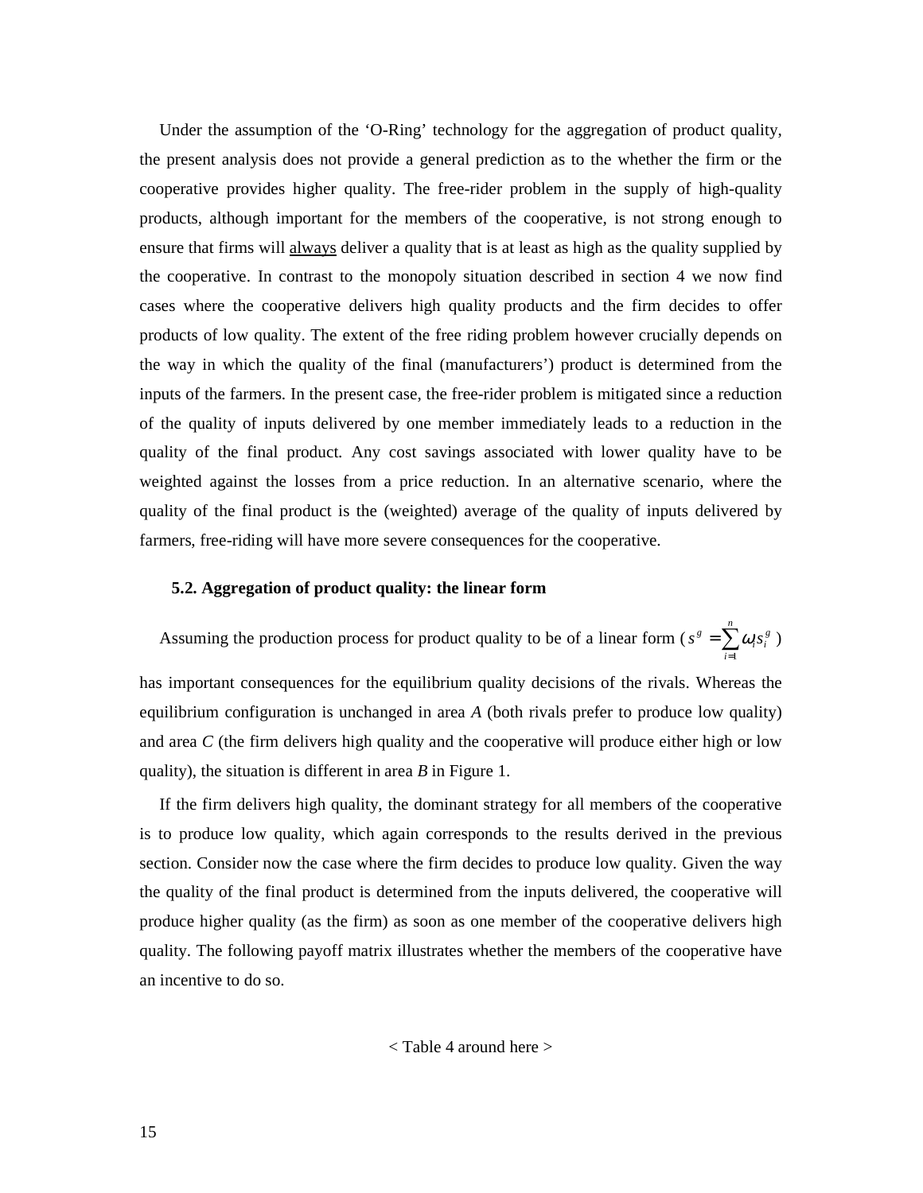Under the assumption of the 'O-Ring' technology for the aggregation of product quality, the present analysis does not provide a general prediction as to the whether the firm or the cooperative provides higher quality. The free-rider problem in the supply of high-quality products, although important for the members of the cooperative, is not strong enough to ensure that firms will always deliver a quality that is at least as high as the quality supplied by the cooperative. In contrast to the monopoly situation described in section 4 we now find cases where the cooperative delivers high quality products and the firm decides to offer products of low quality. The extent of the free riding problem however crucially depends on the way in which the quality of the final (manufacturers') product is determined from the inputs of the farmers. In the present case, the free-rider problem is mitigated since a reduction of the quality of inputs delivered by one member immediately leads to a reduction in the quality of the final product. Any cost savings associated with lower quality have to be weighted against the losses from a price reduction. In an alternative scenario, where the quality of the final product is the (weighted) average of the quality of inputs delivered by farmers, free-riding will have more severe consequences for the cooperative.

### 5.2. Aggregation of product quality: the linear form

Assuming the production process for product quality to be of a linear form ($s^g = \sum_{i=1}^{n} \omega_i s_i^g$) has important consequences for the equilibrium quality decisions of the rivals. Whereas the equilibrium configuration is unchanged in area *A* (both rivals prefer to produce low quality) and area *C* (the firm delivers high quality and the cooperative will produce either high or low quality), the situation is different in area *B* in Figure 1.

If the firm delivers high quality, the dominant strategy for all members of the cooperative is to produce low quality, which again corresponds to the results derived in the previous section. Consider now the case where the firm decides to produce low quality. Given the way the quality of the final product is determined from the inputs delivered, the cooperative will produce higher quality (as the firm) as soon as one member of the cooperative delivers high quality. The following payoff matrix illustrates whether the members of the cooperative have an incentive to do so.

< Table 4 around here >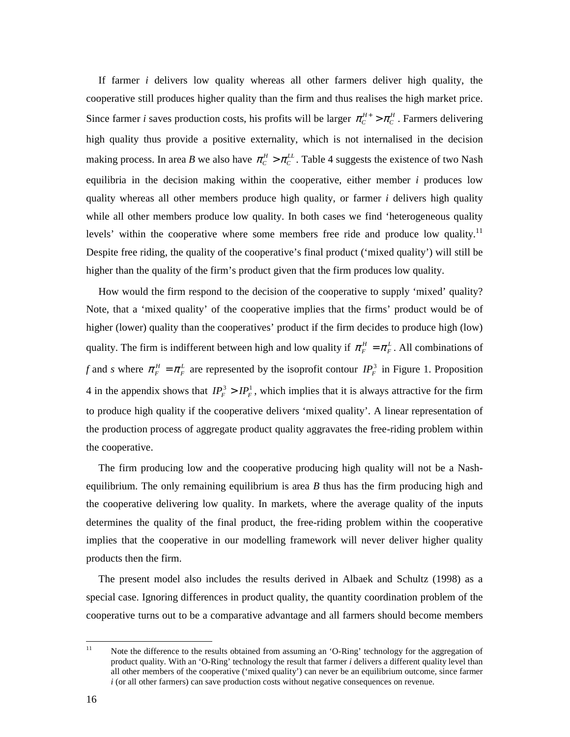If farmer *i* delivers low quality whereas all other farmers deliver high quality, the cooperative still produces higher quality than the firm and thus realises the high market price. Since farmer *i* saves production costs, his profits will be larger $\pi_C^{H+} > \pi_C^H$. Farmers delivering high quality thus provide a positive externality, which is not internalised in the decision making process. In area *B* we also have $\pi_C^H > \pi_C^{LL}$. Table 4 suggests the existence of two Nash equilibria in the decision making within the cooperative, either member *i* produces low quality whereas all other members produce high quality, or farmer *i* delivers high quality while all other members produce low quality. In both cases we find 'heterogeneous quality levels' within the cooperative where some members free ride and produce low quality.[11] Despite free riding, the quality of the cooperative's final product ('mixed quality') will still be higher than the quality of the firm's product given that the firm produces low quality.

How would the firm respond to the decision of the cooperative to supply 'mixed' quality? Note, that a 'mixed quality' of the cooperative implies that the firms' product would be of higher (lower) quality than the cooperatives' product if the firm decides to produce high (low) quality. The firm is indifferent between high and low quality if $\pi_F^H = \pi_F^L$. All combinations of *f* and *s* where $\pi_F^H = \pi_F^L$ are represented by the isoprofit contour $IP_F^3$ in Figure 1. Proposition 4 in the appendix shows that $IP_F^3 > IP_F^1$, which implies that it is always attractive for the firm to produce high quality if the cooperative delivers 'mixed quality'. A linear representation of the production process of aggregate product quality aggravates the free-riding problem within the cooperative.

The firm producing low and the cooperative producing high quality will not be a Nash-equilibrium. The only remaining equilibrium is area *B* thus has the firm producing high and the cooperative delivering low quality. In markets, where the average quality of the inputs determines the quality of the final product, the free-riding problem within the cooperative implies that the cooperative in our modelling framework will never deliver higher quality products then the firm.

The present model also includes the results derived in Albaek and Schultz (1998) as a special case. Ignoring differences in product quality, the quantity coordination problem of the cooperative turns out to be a comparative advantage and all farmers should become members

---

[11] Note the difference to the results obtained from assuming an 'O-Ring' technology for the aggregation of product quality. With an 'O-Ring' technology the result that farmer *i* delivers a different quality level than all other members of the cooperative ('mixed quality') can never be an equilibrium outcome, since farmer *i* (or all other farmers) can save production costs without negative consequences on revenue.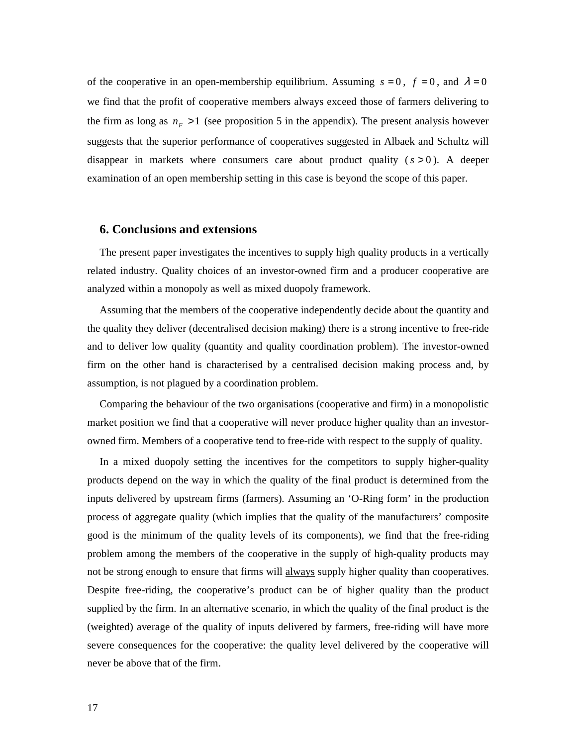of the cooperative in an open-membership equilibrium. Assuming $s = 0$, $f = 0$, and $\lambda = 0$ we find that the profit of cooperative members always exceed those of farmers delivering to the firm as long as $n_F > 1$ (see proposition 5 in the appendix). The present analysis however suggests that the superior performance of cooperatives suggested in Albaek and Schultz will disappear in markets where consumers care about product quality ($s > 0$). A deeper examination of an open membership setting in this case is beyond the scope of this paper.

## 6. Conclusions and extensions

The present paper investigates the incentives to supply high quality products in a vertically related industry. Quality choices of an investor-owned firm and a producer cooperative are analyzed within a monopoly as well as mixed duopoly framework.

Assuming that the members of the cooperative independently decide about the quantity and the quality they deliver (decentralised decision making) there is a strong incentive to free-ride and to deliver low quality (quantity and quality coordination problem). The investor-owned firm on the other hand is characterised by a centralised decision making process and, by assumption, is not plagued by a coordination problem.

Comparing the behaviour of the two organisations (cooperative and firm) in a monopolistic market position we find that a cooperative will never produce higher quality than an investor-owned firm. Members of a cooperative tend to free-ride with respect to the supply of quality.

In a mixed duopoly setting the incentives for the competitors to supply higher-quality products depend on the way in which the quality of the final product is determined from the inputs delivered by upstream firms (farmers). Assuming an 'O-Ring form' in the production process of aggregate quality (which implies that the quality of the manufacturers' composite good is the minimum of the quality levels of its components), we find that the free-riding problem among the members of the cooperative in the supply of high-quality products may not be strong enough to ensure that firms will always supply higher quality than cooperatives. Despite free-riding, the cooperative's product can be of higher quality than the product supplied by the firm. In an alternative scenario, in which the quality of the final product is the (weighted) average of the quality of inputs delivered by farmers, free-riding will have more severe consequences for the cooperative: the quality level delivered by the cooperative will never be above that of the firm.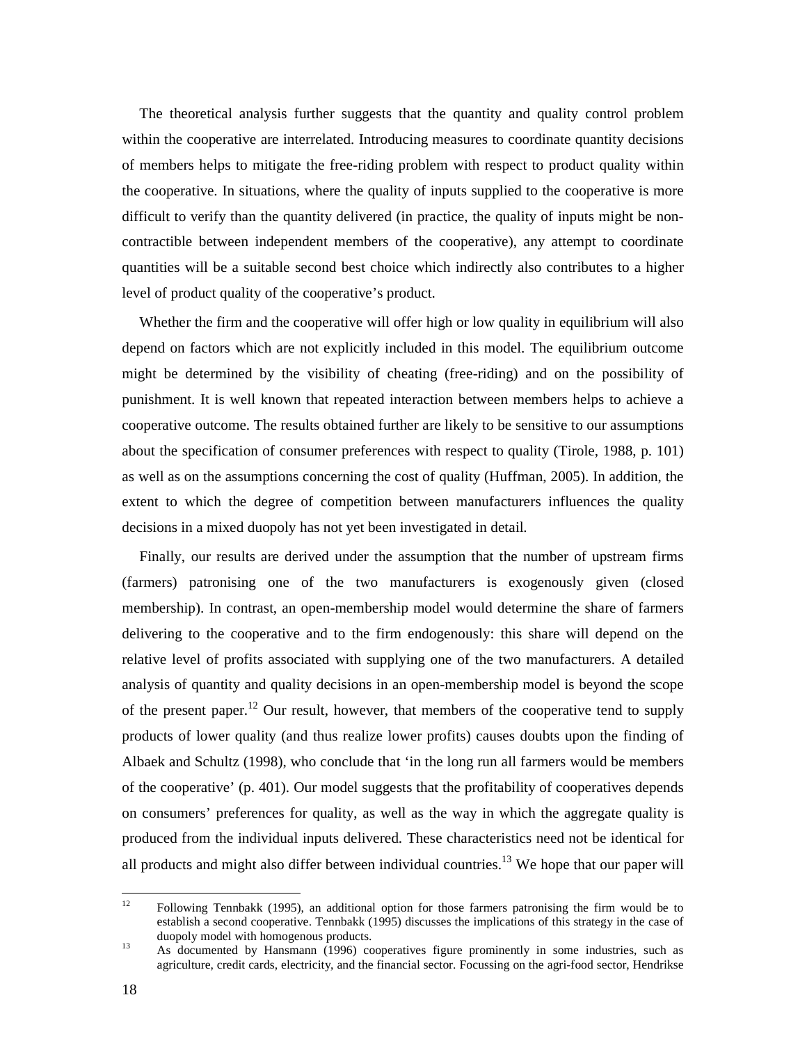The theoretical analysis further suggests that the quantity and quality control problem within the cooperative are interrelated. Introducing measures to coordinate quantity decisions of members helps to mitigate the free-riding problem with respect to product quality within the cooperative. In situations, where the quality of inputs supplied to the cooperative is more difficult to verify than the quantity delivered (in practice, the quality of inputs might be non-contractible between independent members of the cooperative), any attempt to coordinate quantities will be a suitable second best choice which indirectly also contributes to a higher level of product quality of the cooperative's product.

Whether the firm and the cooperative will offer high or low quality in equilibrium will also depend on factors which are not explicitly included in this model. The equilibrium outcome might be determined by the visibility of cheating (free-riding) and on the possibility of punishment. It is well known that repeated interaction between members helps to achieve a cooperative outcome. The results obtained further are likely to be sensitive to our assumptions about the specification of consumer preferences with respect to quality (Tirole, 1988, p. 101) as well as on the assumptions concerning the cost of quality (Huffman, 2005). In addition, the extent to which the degree of competition between manufacturers influences the quality decisions in a mixed duopoly has not yet been investigated in detail.

Finally, our results are derived under the assumption that the number of upstream firms (farmers) patronising one of the two manufacturers is exogenously given (closed membership). In contrast, an open-membership model would determine the share of farmers delivering to the cooperative and to the firm endogenously: this share will depend on the relative level of profits associated with supplying one of the two manufacturers. A detailed analysis of quantity and quality decisions in an open-membership model is beyond the scope of the present paper.[12] Our result, however, that members of the cooperative tend to supply products of lower quality (and thus realize lower profits) causes doubts upon the finding of Albaek and Schultz (1998), who conclude that 'in the long run all farmers would be members of the cooperative' (p. 401). Our model suggests that the profitability of cooperatives depends on consumers' preferences for quality, as well as the way in which the aggregate quality is produced from the individual inputs delivered. These characteristics need not be identical for all products and might also differ between individual countries.[13] We hope that our paper will

[12] Following Tennbakk (1995), an additional option for those farmers patronising the firm would be to establish a second cooperative. Tennbakk (1995) discusses the implications of this strategy in the case of duopoly model with homogenous products.

[13] As documented by Hansmann (1996) cooperatives figure prominently in some industries, such as agriculture, credit cards, electricity, and the financial sector. Focussing on the agri-food sector, Hendrikse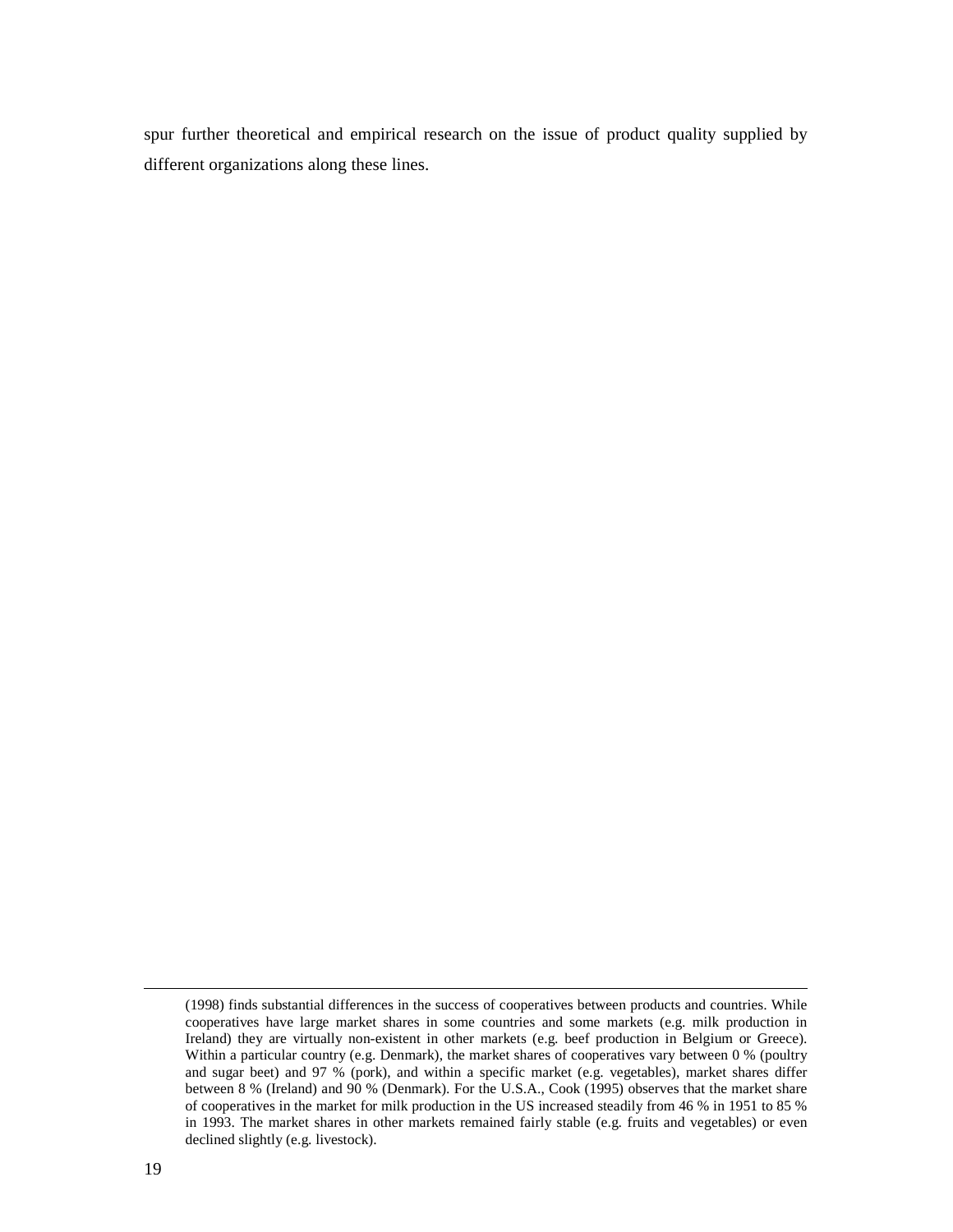spur further theoretical and empirical research on the issue of product quality supplied by different organizations along these lines.

---

(1998) finds substantial differences in the success of cooperatives between products and countries. While cooperatives have large market shares in some countries and some markets (e.g. milk production in Ireland) they are virtually non-existent in other markets (e.g. beef production in Belgium or Greece). Within a particular country (e.g. Denmark), the market shares of cooperatives vary between 0 % (poultry and sugar beet) and 97 % (pork), and within a specific market (e.g. vegetables), market shares differ between 8 % (Ireland) and 90 % (Denmark). For the U.S.A., Cook (1995) observes that the market share of cooperatives in the market for milk production in the US increased steadily from 46 % in 1951 to 85 % in 1993. The market shares in other markets remained fairly stable (e.g. fruits and vegetables) or even declined slightly (e.g. livestock).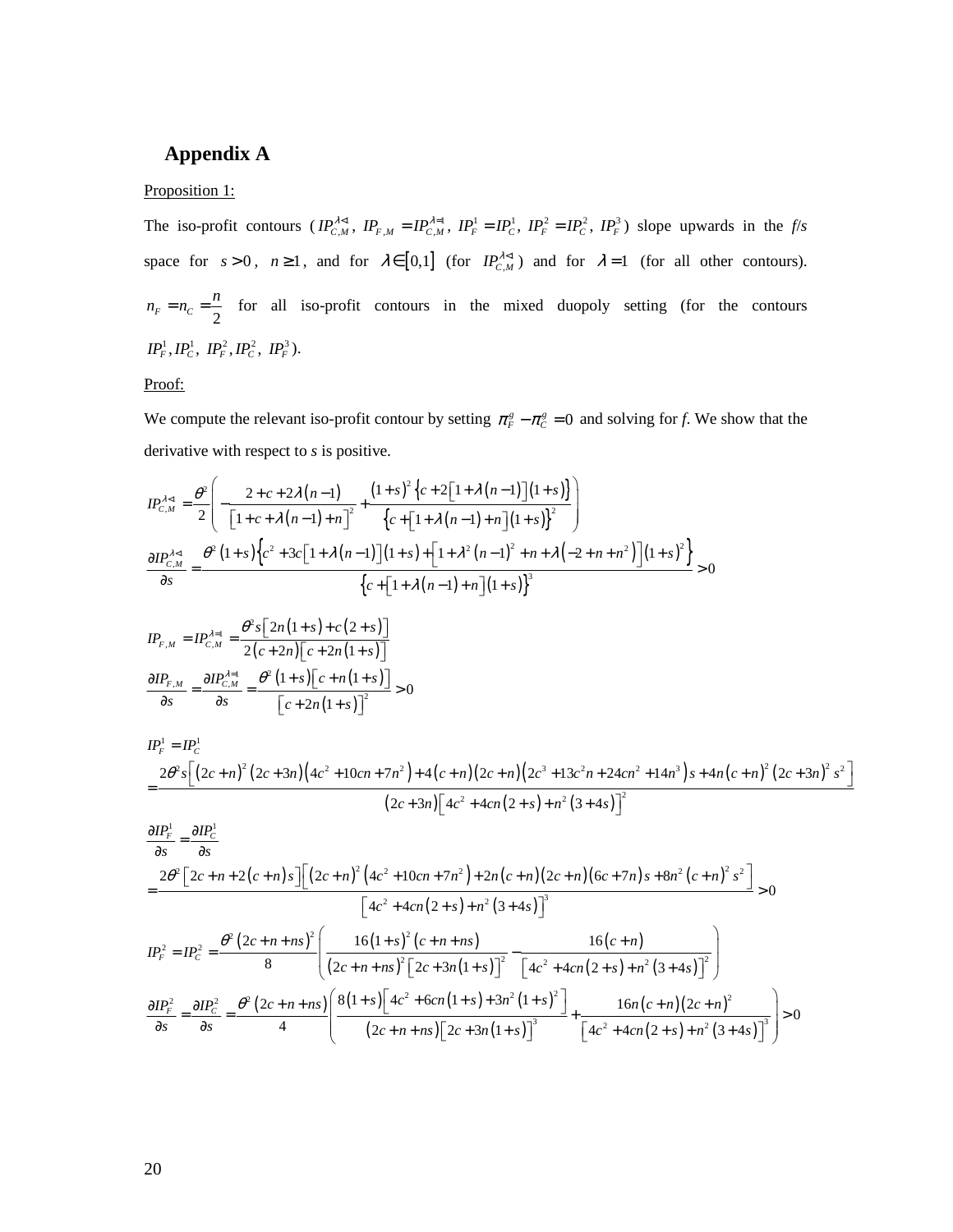## Appendix A

Proposition 1:

The iso-profit contours ( $IP_{C,M}^{\lambda<1}$, $IP_{F,M} = IP_{C,M}^{\lambda=1}$, $IP_F^1 = IP_C^1$, $IP_F^2 = IP_C^2$, $IP_F^3$ ) slope upwards in the *f/s* space for $s > 0$, $n \geq 1$, and for $\lambda \in [0,1]$ (for $IP_{C,M}^{\lambda<1}$) and for $\lambda = 1$ (for all other contours). $n_F = n_C = \dfrac{n}{2}$ for all iso-profit contours in the mixed duopoly setting (for the contours $IP_F^1, IP_C^1$, $IP_F^2, IP_C^2$, $IP_F^3$).

Proof:

We compute the relevant iso-profit contour by setting $\pi_F^g - \pi_C^g = 0$ and solving for *f*. We show that the derivative with respect to *s* is positive.

$$IP_{C,M}^{\lambda<1} = \frac{\theta^2}{2}\left( -\frac{2+c+2\lambda(n-1)}{\left[1+c+\lambda(n-1)+n\right]^2} + \frac{(1+s)^2\left\{c+2\left[1+\lambda(n-1)\right](1+s)\right\}}{\left\{c+\left[1+\lambda(n-1)+n\right](1+s)\right\}^2} \right)$$

$$\frac{\partial IP_{C,M}^{\lambda<1}}{\partial s} = \frac{\theta^2(1+s)\left\{c^2+3c\left[1+\lambda(n-1)\right](1+s)+\left[1+\lambda^2(n-1)^2+n+\lambda\left(-2+n+n^2\right)\right](1+s)^2\right\}}{\left\{c+\left[1+\lambda(n-1)+n\right](1+s)\right\}^3} > 0$$

$$IP_{F,M} = IP_{C,M}^{\lambda=1} = \frac{\theta^2 s\left[2n(1+s)+c(2+s)\right]}{2(c+2n)\left[c+2n(1+s)\right]}$$

$$\frac{\partial IP_{F,M}}{\partial s} = \frac{\partial IP_{C,M}^{\lambda=1}}{\partial s} = \frac{\theta^2(1+s)\left[c+n(1+s)\right]}{\left[c+2n(1+s)\right]^2} > 0$$

$$IP_F^1 = IP_C^1$$

$$= \frac{2\theta^2 s\left[(2c+n)^2(2c+3n)\left(4c^2+10cn+7n^2\right)+4(c+n)(2c+n)\left(2c^3+13c^2n+24cn^2+14n^3\right)s+4n(c+n)^2(2c+3n)^2s^2\right]}{(2c+3n)\left[4c^2+4cn(2+s)+n^2(3+4s)\right]^2}$$

$$\frac{\partial IP_F^1}{\partial s} = \frac{\partial IP_C^1}{\partial s}$$

$$= \frac{2\theta^2\left[2c+n+2(c+n)s\right]\left[(2c+n)^2\left(4c^2+10cn+7n^2\right)+2n(c+n)(2c+n)(6c+7n)s+8n^2(c+n)^2s^2\right]}{\left[4c^2+4cn(2+s)+n^2(3+4s)\right]^3} > 0$$

$$IP_F^2 = IP_C^2 = \frac{\theta^2(2c+n+ns)^2}{8}\left( \frac{16(1+s)^2(c+n+ns)}{(2c+n+ns)^2\left[2c+3n(1+s)\right]^2} - \frac{16(c+n)}{\left[4c^2+4cn(2+s)+n^2(3+4s)\right]^2} \right)$$

$$\frac{\partial IP_F^2}{\partial s} = \frac{\partial IP_C^2}{\partial s} = \frac{\theta^2(2c+n+ns)}{4}\left( \frac{8(1+s)\left[4c^2+6cn(1+s)+3n^2(1+s)^2\right]}{(2c+n+ns)\left[2c+3n(1+s)\right]^3} + \frac{16n(c+n)(2c+n)^2}{\left[4c^2+4cn(2+s)+n^2(3+4s)\right]^3} \right) > 0$$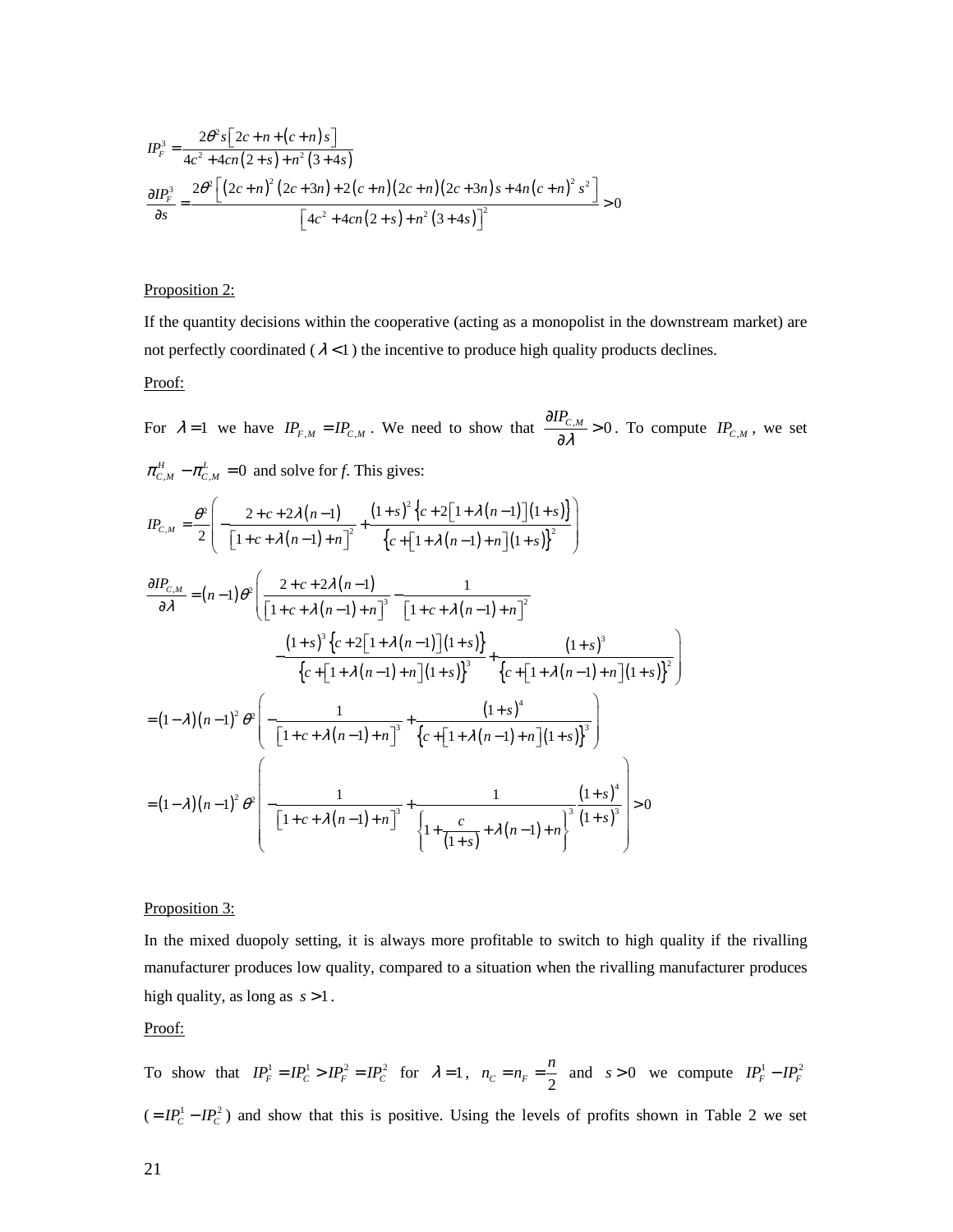$$IP_F^3 = \frac{2\theta^2 s\left[2c+n+(c+n)s\right]}{4c^2+4cn(2+s)+n^2(3+4s)}$$

$$\frac{\partial IP_F^3}{\partial s} = \frac{2\theta^2\left[(2c+n)^2(2c+3n)+2(c+n)(2c+n)(2c+3n)s+4n(c+n)^2 s^2\right]}{\left[4c^2+4cn(2+s)+n^2(3+4s)\right]^2} > 0$$

Proposition 2:

If the quantity decisions within the cooperative (acting as a monopolist in the downstream market) are not perfectly coordinated ($\lambda < 1$) the incentive to produce high quality products declines.

Proof:

For $\lambda = 1$ we have $IP_{F,M} = IP_{C,M}$. We need to show that $\frac{\partial IP_{C,M}}{\partial \lambda} > 0$. To compute $IP_{C,M}$, we set $\pi_{C,M}^H - \pi_{C,M}^L = 0$ and solve for *f*. This gives:

$$IP_{C,M} = \frac{\theta^2}{2}\left(-\frac{2+c+2\lambda(n-1)}{\left[1+c+\lambda(n-1)+n\right]^2} + \frac{(1+s)^2\left\{c+2\left[1+\lambda(n-1)\right](1+s)\right\}}{\left\{c+\left[1+\lambda(n-1)+n\right](1+s)\right\}^2}\right)$$

$$\begin{aligned}
\frac{\partial IP_{C,M}}{\partial \lambda} &= (n-1)\theta^2\left(\frac{2+c+2\lambda(n-1)}{\left[1+c+\lambda(n-1)+n\right]^3} - \frac{1}{\left[1+c+\lambda(n-1)+n\right]^2}\right. \\
&\qquad \left. - \frac{(1+s)^3\left\{c+2\left[1+\lambda(n-1)\right](1+s)\right\}}{\left\{c+\left[1+\lambda(n-1)+n\right](1+s)\right\}^3} + \frac{(1+s)^3}{\left\{c+\left[1+\lambda(n-1)+n\right](1+s)\right\}^2}\right) \\
&= (1-\lambda)(n-1)^2\theta^2\left(-\frac{1}{\left[1+c+\lambda(n-1)+n\right]^3} + \frac{(1+s)^4}{\left\{c+\left[1+\lambda(n-1)+n\right](1+s)\right\}^3}\right) \\
&= (1-\lambda)(n-1)^2\theta^2\left(-\frac{1}{\left[1+c+\lambda(n-1)+n\right]^3} + \frac{1}{\left\{1+\frac{c}{(1+s)}+\lambda(n-1)+n\right\}^3}\frac{(1+s)^4}{(1+s)^3}\right) > 0
\end{aligned}$$

Proposition 3:

In the mixed duopoly setting, it is always more profitable to switch to high quality if the rivalling manufacturer produces low quality, compared to a situation when the rivalling manufacturer produces high quality, as long as $s > 1$.

Proof:

To show that $IP_F^1 = IP_C^1 > IP_F^2 = IP_C^2$ for $\lambda = 1$, $n_C = n_F = \frac{n}{2}$ and $s > 0$ we compute $IP_F^1 - IP_F^2$ ($= IP_C^1 - IP_C^2$) and show that this is positive. Using the levels of profits shown in Table 2 we set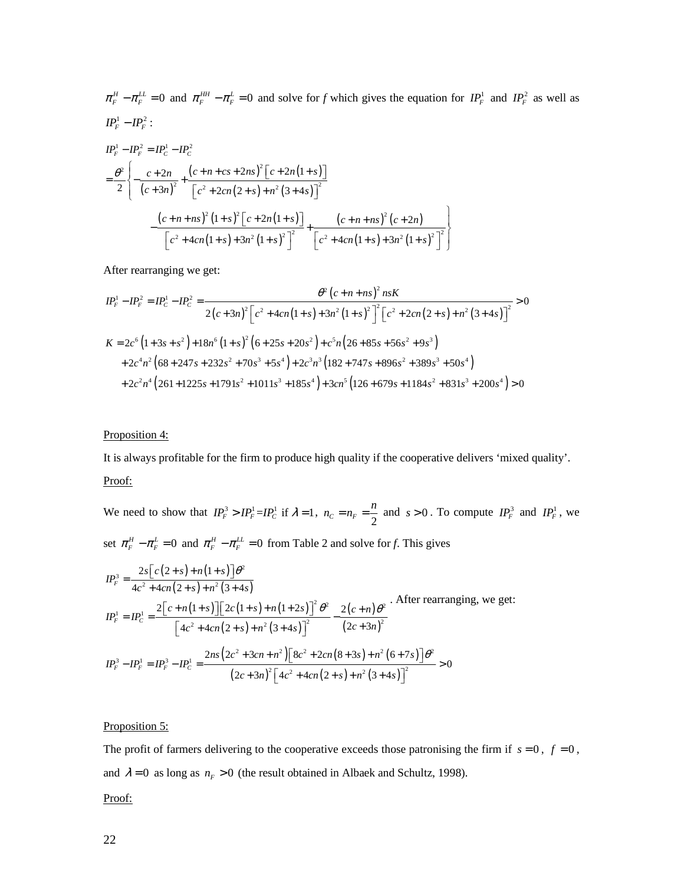$\pi_F^H - \pi_F^{LL} = 0$ and $\pi_F^{HH} - \pi_F^L = 0$ and solve for *f* which gives the equation for $IP_F^1$ and $IP_F^2$ as well as $IP_F^1 - IP_F^2$ :

$$
\begin{aligned}
IP_F^1 - IP_F^2 &= IP_C^1 - IP_C^2 \\
&= \frac{\theta^2}{2}\left\{ -\frac{c+2n}{(c+3n)^2} + \frac{(c+n+cs+2ns)^2\left[c+2n(1+s)\right]}{\left[c^2+2cn(2+s)+n^2(3+4s)\right]^2} \right. \\
&\qquad \left. - \frac{(c+n+ns)^2(1+s)^2\left[c+2n(1+s)\right]}{\left[c^2+4cn(1+s)+3n^2(1+s)^2\right]^2} + \frac{(c+n+ns)^2(c+2n)}{\left[c^2+4cn(1+s)+3n^2(1+s)^2\right]^2} \right\}
\end{aligned}
$$

After rearranging we get:

$$
IP_F^1 - IP_F^2 = IP_C^1 - IP_C^2 = \frac{\theta^2 (c+n+ns)^2 nsK}{2(c+3n)^2\left[c^2+4cn(1+s)+3n^2(1+s)^2\right]^2\left[c^2+2cn(2+s)+n^2(3+4s)\right]^2} > 0
$$

$$
\begin{aligned}
K &= 2c^6\left(1+3s+s^2\right) + 18n^6(1+s)^2\left(6+25s+20s^2\right) + c^5 n\left(26+85s+56s^2+9s^3\right) \\
&\quad + 2c^4n^2\left(68+247s+232s^2+70s^3+5s^4\right) + 2c^3n^3\left(182+747s+896s^2+389s^3+50s^4\right) \\
&\quad + 2c^2n^4\left(261+1225s+1791s^2+1011s^3+185s^4\right) + 3cn^5\left(126+679s+1184s^2+831s^3+200s^4\right) > 0
\end{aligned}
$$

<u>Proposition 4:</u>

It is always profitable for the firm to produce high quality if the cooperative delivers 'mixed quality'.

<u>Proof:</u>

We need to show that $IP_F^3 > IP_F^1 = IP_C^1$ if $\lambda = 1$, $n_C = n_F = \dfrac{n}{2}$ and $s > 0$. To compute $IP_F^3$ and $IP_F^1$, we set $\pi_F^H - \pi_F^L = 0$ and $\pi_F^H - \pi_F^{LL} = 0$ from Table 2 and solve for *f*. This gives

$$
IP_F^3 = \frac{2s\left[c(2+s)+n(1+s)\right]\theta^2}{4c^2+4cn(2+s)+n^2(3+4s)}
$$

$$
IP_F^1 = IP_C^1 = \frac{2\left[c+n(1+s)\right]\left[2c(1+s)+n(1+2s)\right]^2\theta^2}{\left[4c^2+4cn(2+s)+n^2(3+4s)\right]^2} - \frac{2(c+n)\theta^2}{(2c+3n)^2}
$$

. After rearranging, we get:

$$
IP_F^3 - IP_F^1 = IP_F^3 - IP_C^1 = \frac{2ns\left(2c^2+3cn+n^2\right)\left[8c^2+2cn(8+3s)+n^2(6+7s)\right]\theta^2}{(2c+3n)^2\left[4c^2+4cn(2+s)+n^2(3+4s)\right]^2} > 0
$$

<u>Proposition 5:</u>

The profit of farmers delivering to the cooperative exceeds those patronising the firm if $s = 0$, $f = 0$, and $\lambda = 0$ as long as $n_F > 0$ (the result obtained in Albaek and Schultz, 1998).

<u>Proof:</u>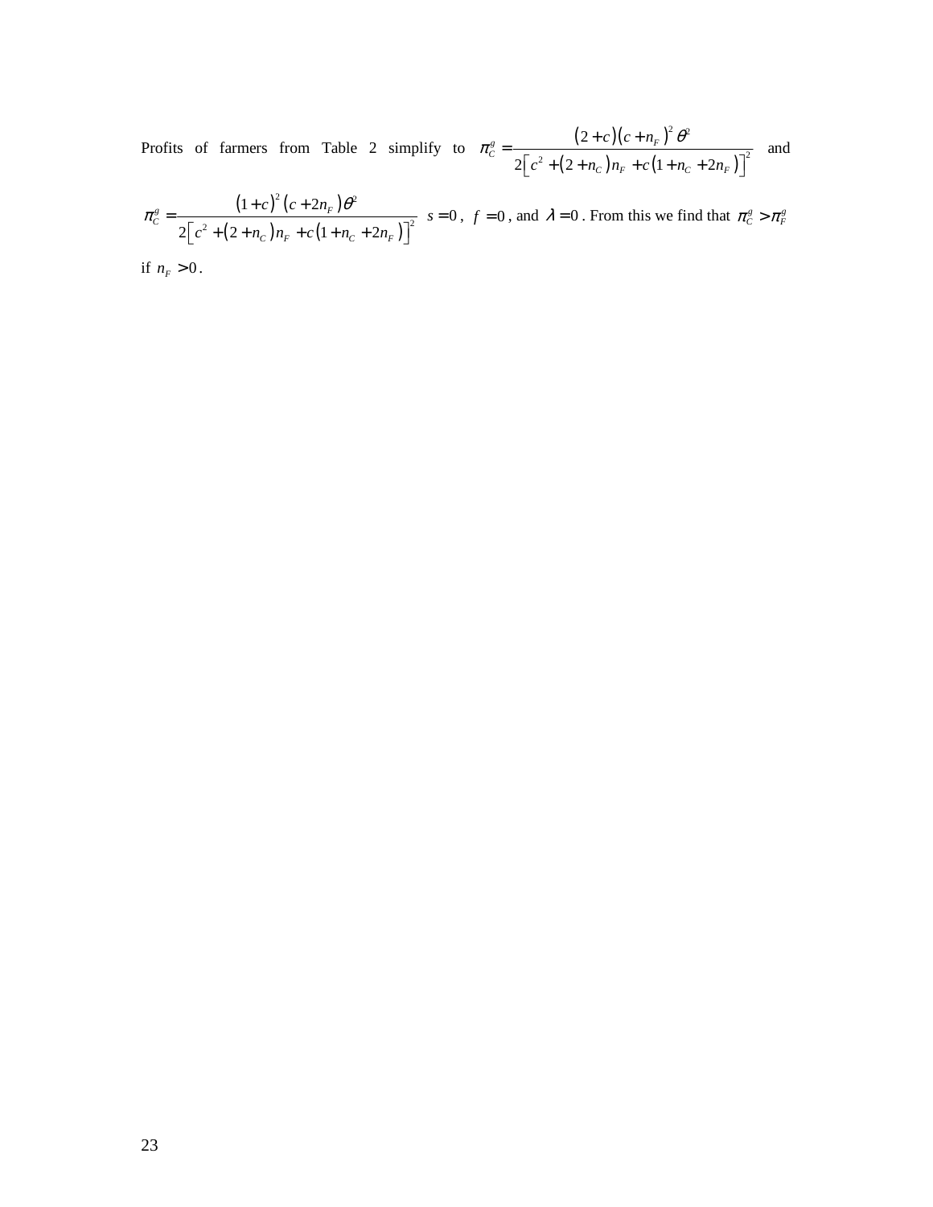Profits of farmers from Table 2 simplify to $\pi_C^g = \dfrac{(2+c)(c+n_F)^2\theta^2}{2\left[c^2 + (2+n_C)n_F + c(1+n_C+2n_F)\right]^2}$ and

$\pi_C^g = \dfrac{(1+c)^2(c+2n_F)\theta^2}{2\left[c^2 + (2+n_C)n_F + c(1+n_C+2n_F)\right]^2}$ $s=0$, $f=0$, and $\lambda=0$. From this we find that $\pi_C^g > \pi_F^g$ if $n_F > 0$.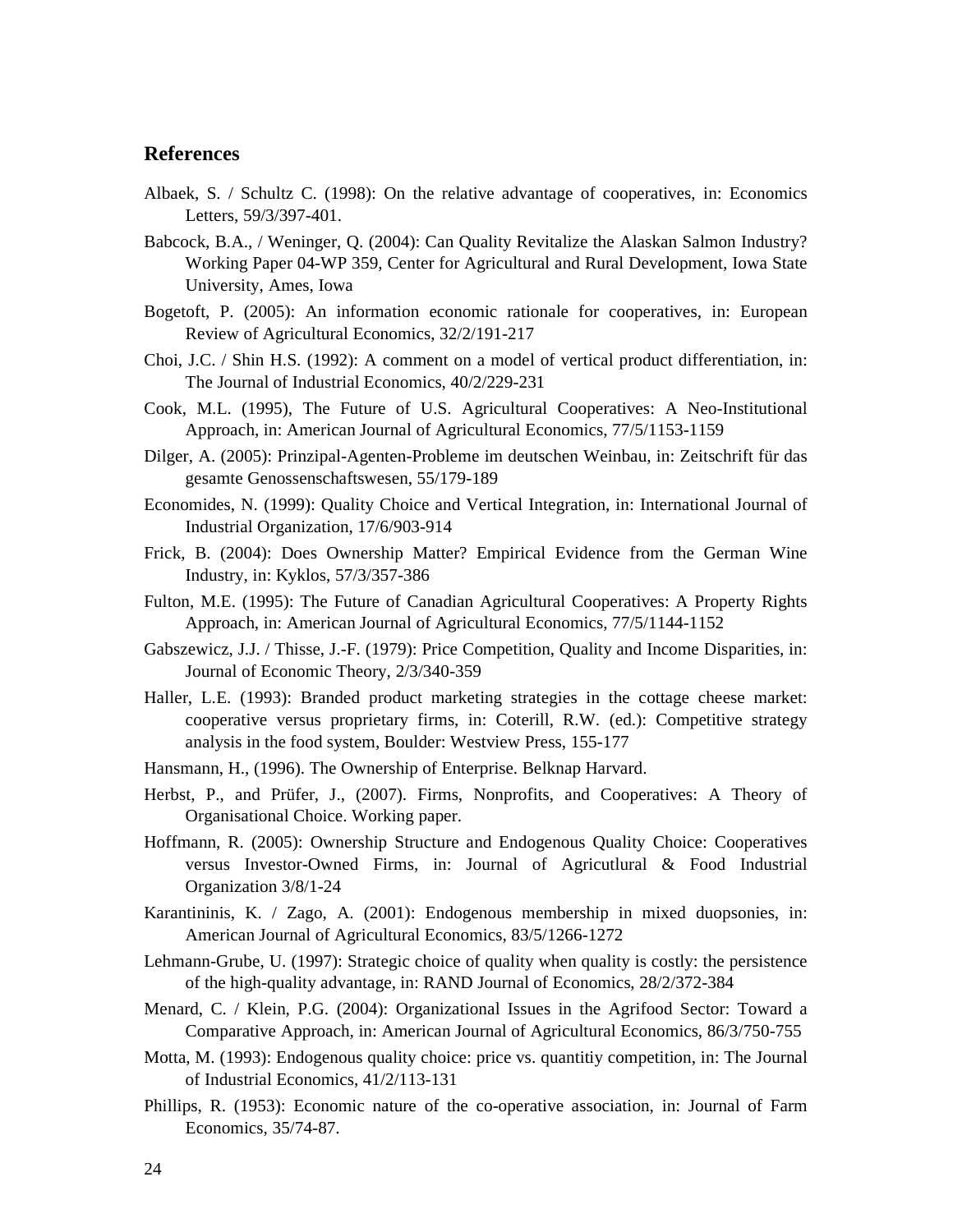## References

Albaek, S. / Schultz C. (1998): On the relative advantage of cooperatives, in: Economics Letters, 59/3/397-401.

Babcock, B.A., / Weninger, Q. (2004): Can Quality Revitalize the Alaskan Salmon Industry? Working Paper 04-WP 359, Center for Agricultural and Rural Development, Iowa State University, Ames, Iowa

Bogetoft, P. (2005): An information economic rationale for cooperatives, in: European Review of Agricultural Economics, 32/2/191-217

Choi, J.C. / Shin H.S. (1992): A comment on a model of vertical product differentiation, in: The Journal of Industrial Economics, 40/2/229-231

Cook, M.L. (1995), The Future of U.S. Agricultural Cooperatives: A Neo-Institutional Approach, in: American Journal of Agricultural Economics, 77/5/1153-1159

Dilger, A. (2005): Prinzipal-Agenten-Probleme im deutschen Weinbau, in: Zeitschrift für das gesamte Genossenschaftswesen, 55/179-189

Economides, N. (1999): Quality Choice and Vertical Integration, in: International Journal of Industrial Organization, 17/6/903-914

Frick, B. (2004): Does Ownership Matter? Empirical Evidence from the German Wine Industry, in: Kyklos, 57/3/357-386

Fulton, M.E. (1995): The Future of Canadian Agricultural Cooperatives: A Property Rights Approach, in: American Journal of Agricultural Economics, 77/5/1144-1152

Gabszewicz, J.J. / Thisse, J.-F. (1979): Price Competition, Quality and Income Disparities, in: Journal of Economic Theory, 2/3/340-359

Haller, L.E. (1993): Branded product marketing strategies in the cottage cheese market: cooperative versus proprietary firms, in: Coterill, R.W. (ed.): Competitive strategy analysis in the food system, Boulder: Westview Press, 155-177

Hansmann, H., (1996). The Ownership of Enterprise. Belknap Harvard.

Herbst, P., and Prüfer, J., (2007). Firms, Nonprofits, and Cooperatives: A Theory of Organisational Choice. Working paper.

Hoffmann, R. (2005): Ownership Structure and Endogenous Quality Choice: Cooperatives versus Investor-Owned Firms, in: Journal of Agricutlural & Food Industrial Organization 3/8/1-24

Karantininis, K. / Zago, A. (2001): Endogenous membership in mixed duopsonies, in: American Journal of Agricultural Economics, 83/5/1266-1272

Lehmann-Grube, U. (1997): Strategic choice of quality when quality is costly: the persistence of the high-quality advantage, in: RAND Journal of Economics, 28/2/372-384

Menard, C. / Klein, P.G. (2004): Organizational Issues in the Agrifood Sector: Toward a Comparative Approach, in: American Journal of Agricultural Economics, 86/3/750-755

Motta, M. (1993): Endogenous quality choice: price vs. quantitiy competition, in: The Journal of Industrial Economics, 41/2/113-131

Phillips, R. (1953): Economic nature of the co-operative association, in: Journal of Farm Economics, 35/74-87.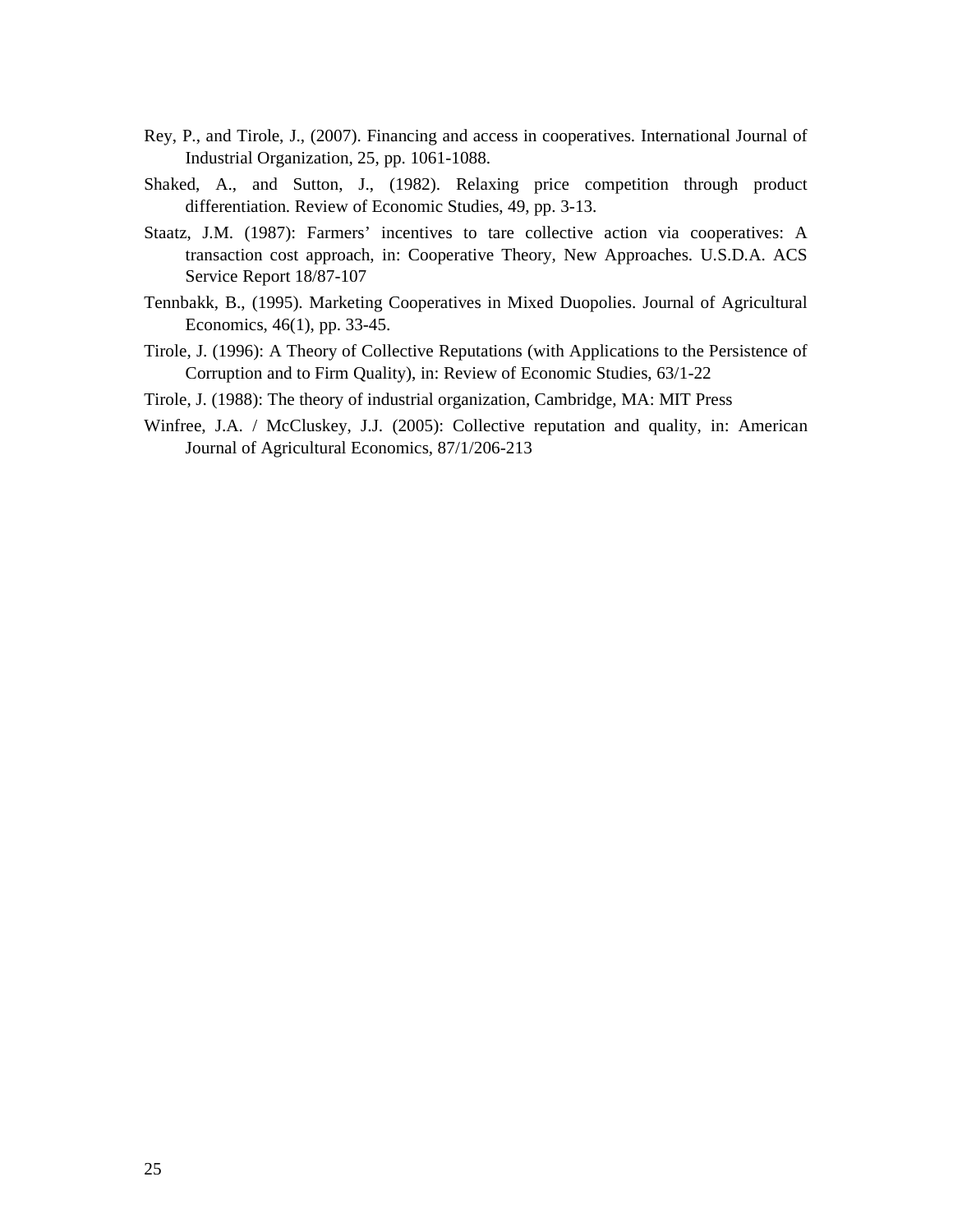Rey, P., and Tirole, J., (2007). Financing and access in cooperatives. International Journal of Industrial Organization, 25, pp. 1061-1088.

Shaked, A., and Sutton, J., (1982). Relaxing price competition through product differentiation. Review of Economic Studies, 49, pp. 3-13.

Staatz, J.M. (1987): Farmers' incentives to tare collective action via cooperatives: A transaction cost approach, in: Cooperative Theory, New Approaches. U.S.D.A. ACS Service Report 18/87-107

Tennbakk, B., (1995). Marketing Cooperatives in Mixed Duopolies. Journal of Agricultural Economics, 46(1), pp. 33-45.

Tirole, J. (1996): A Theory of Collective Reputations (with Applications to the Persistence of Corruption and to Firm Quality), in: Review of Economic Studies, 63/1-22

Tirole, J. (1988): The theory of industrial organization, Cambridge, MA: MIT Press

Winfree, J.A. / McCluskey, J.J. (2005): Collective reputation and quality, in: American Journal of Agricultural Economics, 87/1/206-213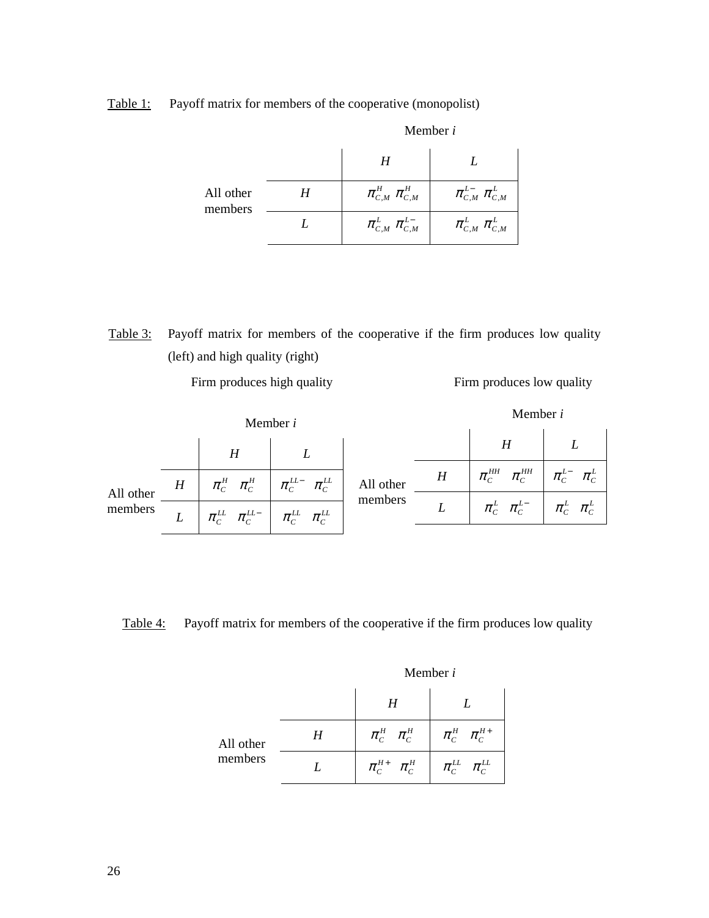Table 1: Payoff matrix for members of the cooperative (monopolist)

| | | Member *i* | |
|---|---|---|---|
| | | *H* | *L* |
| All other members | *H* | $\pi_{C,M}^{H}$ $\pi_{C,M}^{H}$ | $\pi_{C,M}^{L-}$ $\pi_{C,M}^{L}$ |
| | *L* | $\pi_{C,M}^{L}$ $\pi_{C,M}^{L-}$ | $\pi_{C,M}^{L}$ $\pi_{C,M}^{L}$ |

Table 3: Payoff matrix for members of the cooperative if the firm produces low quality (left) and high quality (right)

Firm produces high quality

| | | Member *i* | |
|---|---|---|---|
| | | *H* | *L* |
| All other members | *H* | $\pi_{C}^{H}$ $\pi_{C}^{H}$ | $\pi_{C}^{LL-}$ $\pi_{C}^{LL}$ |
| | *L* | $\pi_{C}^{LL}$ $\pi_{C}^{LL-}$ | $\pi_{C}^{LL}$ $\pi_{C}^{LL}$ |

Firm produces low quality

| | | Member *i* | |
|---|---|---|---|
| | | *H* | *L* |
| All other members | *H* | $\pi_{C}^{HH}$ $\pi_{C}^{HH}$ | $\pi_{C}^{L-}$ $\pi_{C}^{L}$ |
| | *L* | $\pi_{C}^{L}$ $\pi_{C}^{L-}$ | $\pi_{C}^{L}$ $\pi_{C}^{L}$ |

Table 4: Payoff matrix for members of the cooperative if the firm produces low quality

| | | Member *i* | |
|---|---|---|---|
| | | *H* | *L* |
| All other members | *H* | $\pi_{C}^{H}$ $\pi_{C}^{H}$ | $\pi_{C}^{H}$ $\pi_{C}^{H+}$ |
| | *L* | $\pi_{C}^{H+}$ $\pi_{C}^{H}$ | $\pi_{C}^{LL}$ $\pi_{C}^{LL}$ |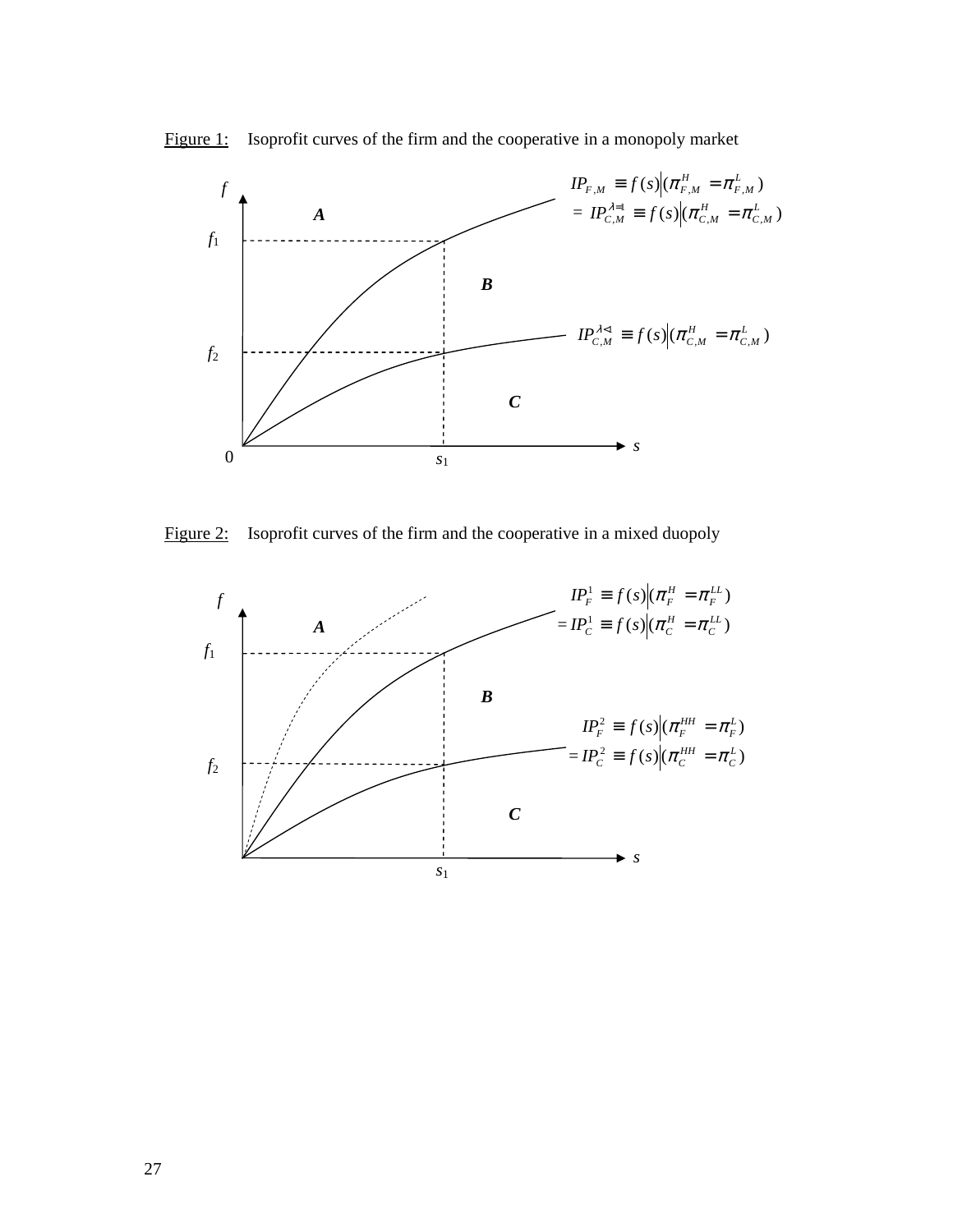Figure 1: Isoprofit curves of the firm and the cooperative in a monopoly market

$IP_{F,M} \equiv f(s) \big| (\pi^H_{F,M} = \pi^L_{F,M})$

$= IP^{\lambda=1}_{C,M} \equiv f(s) \big| (\pi^H_{C,M} = \pi^L_{C,M})$

$IP^{\lambda<1}_{C,M} \equiv f(s) \big| (\pi^H_{C,M} = \pi^L_{C,M})$

Figure 2: Isoprofit curves of the firm and the cooperative in a mixed duopoly

$IP^1_F \equiv f(s) \big| (\pi^H_F = \pi^{LL}_F)$

$= IP^1_C \equiv f(s) \big| (\pi^H_C = \pi^{LL}_C)$

$IP^2_F \equiv f(s) \big| (\pi^{HH}_F = \pi^L_F)$

$= IP^2_C \equiv f(s) \big| (\pi^{HH}_C = \pi^L_C)$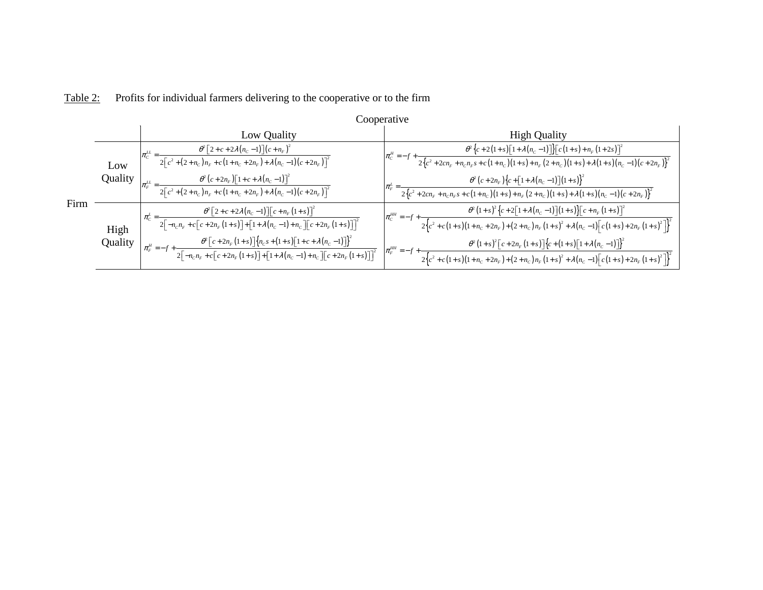Table 2: Profits for individual farmers delivering to the cooperative or to the firm

| | | Cooperative | |
|---|---|---|---|
| | | Low Quality | High Quality |
| Firm | Low Quality | $\pi_C^{LL} = \frac{\theta^2\left[2+c+2\lambda(n_C-1)\right](c+n_F)^2}{2\left[c^2+(2+n_C)n_F+c(1+n_C+2n_F)+\lambda(n_C-1)(c+2n_F)\right]^2}$ <br> $\pi_F^{LL} = \frac{\theta^2(c+2n_F)\left[1+c+\lambda(n_C-1)\right]^2}{2\left[c^2+(2+n_C)n_F+c(1+n_C+2n_F)+\lambda(n_C-1)(c+2n_F)\right]^2}$ | $\pi_C^H = -f + \frac{\theta^2\left\{c+2(1+s)\left[1+\lambda(n_C-1)\right]\right\}\left[c(1+s)+n_F(1+2s)\right]^2}{2\left\{c^2+2cn_F+n_Cn_Fs+c(1+n_C)(1+s)+n_F(2+n_C)(1+s)+\lambda(1+s)(n_C-1)(c+2n_F)\right\}^2}$ <br> $\pi_F^L = \frac{\theta^2(c+2n_F)\left\{c+\left[1+\lambda(n_C-1)\right](1+s)\right\}^2}{2\left\{c^2+2cn_F+n_Cn_Fs+c(1+n_C)(1+s)+n_F(2+n_C)(1+s)+\lambda(1+s)(n_C-1)(c+2n_F)\right\}^2}$ |
| | High Quality | $\pi_C^L = \frac{\theta^2\left[2+c+2\lambda(n_C-1)\right]\left[c+n_F(1+s)\right]^2}{2\left[-n_Cn_F+c\left[c+2n_F(1+s)\right]+\left[1+\lambda(n_C-1)+n_C\right]\left[c+2n_F(1+s)\right]\right]^2}$ <br> $\pi_F^H = -f + \frac{\theta^2\left[c+2n_F(1+s)\right]\left\{n_Cs+(1+s)\left[1+c+\lambda(n_C-1)\right]\right\}^2}{2\left[-n_Cn_F+c\left[c+2n_F(1+s)\right]+\left[1+\lambda(n_C-1)+n_C\right]\left[c+2n_F(1+s)\right]\right]^2}$ | $\pi_C^{HH} = -f + \frac{\theta^2(1+s)^2\left\{c+2\left[1+\lambda(n_C-1)\right](1+s)\right\}\left[c+n_F(1+s)\right]^2}{2\left\{c^2+c(1+s)(1+n_C+2n_F)+(2+n_C)n_F(1+s)^2+\lambda(n_C-1)\left[c(1+s)+2n_F(1+s)^2\right]\right\}^2}$ <br> $\pi_F^{HH} = -f + \frac{\theta^2(1+s)^2\left[c+2n_F(1+s)\right]\left\{c+(1+s)\left[1+\lambda(n_C-1)\right]\right\}^2}{2\left\{c^2+c(1+s)(1+n_C+2n_F)+(2+n_C)n_F(1+s)^2+\lambda(n_C-1)\left[c(1+s)+2n_F(1+s)^2\right]\right\}^2}$ |